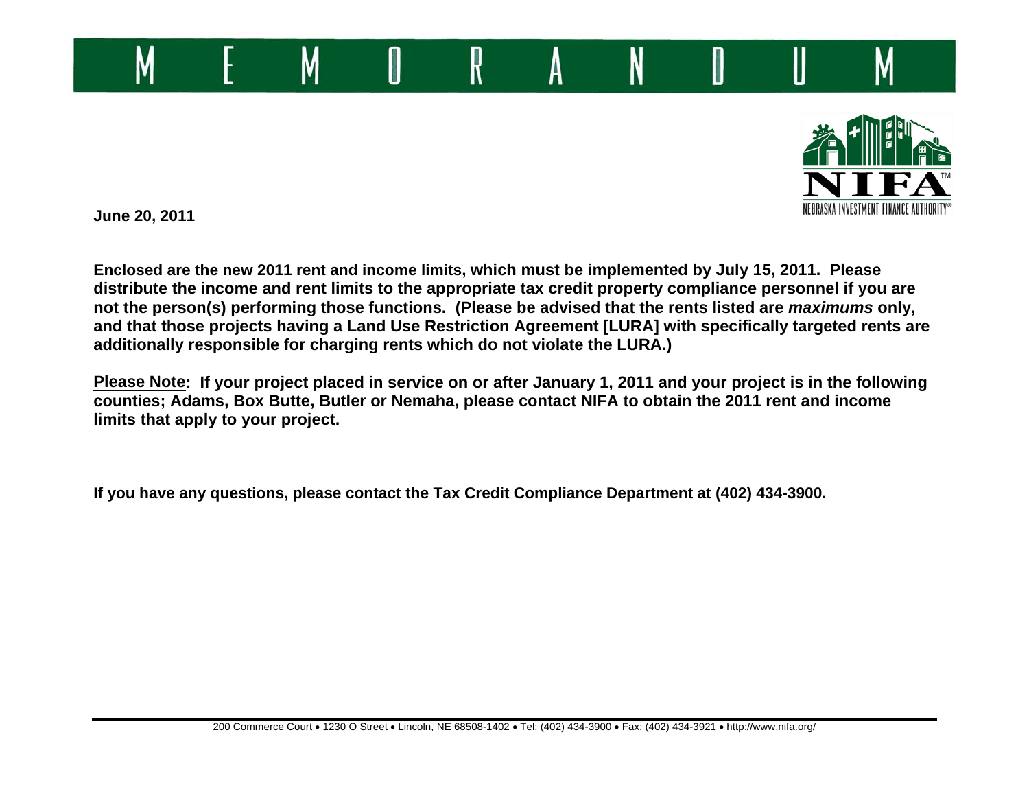# MEMORANDUM

**June 20, 2011**

**Enclosed are the new 2011 rent and income limits, which must be implemented by July 15, 2011. Please distribute the income and rent limits to the appropriate tax credit property compliance personnel if you are not the person(s) performing those functions. (Please be advised that the rents listed are *maximums* only, and that those projects having a Land Use Restriction Agreement [LURA] with specifically targeted rents are additionally responsible for charging rents which do not violate the LURA.)**

**Please Note: If your project placed in service on or after January 1, 2011 and your project is in the following counties; Adams, Box Butte, Butler or Nemaha, please contact NIFA to obtain the 2011 rent and income limits that apply to your project.**

**If you have any questions, please contact the Tax Credit Compliance Department at (402) 434-3900.**

200 Commerce Court • 1230 O Street • Lincoln, NE 68508-1402 • Tel: (402) 434-3900 • Fax: (402) 434-3921 • http://www.nifa.org/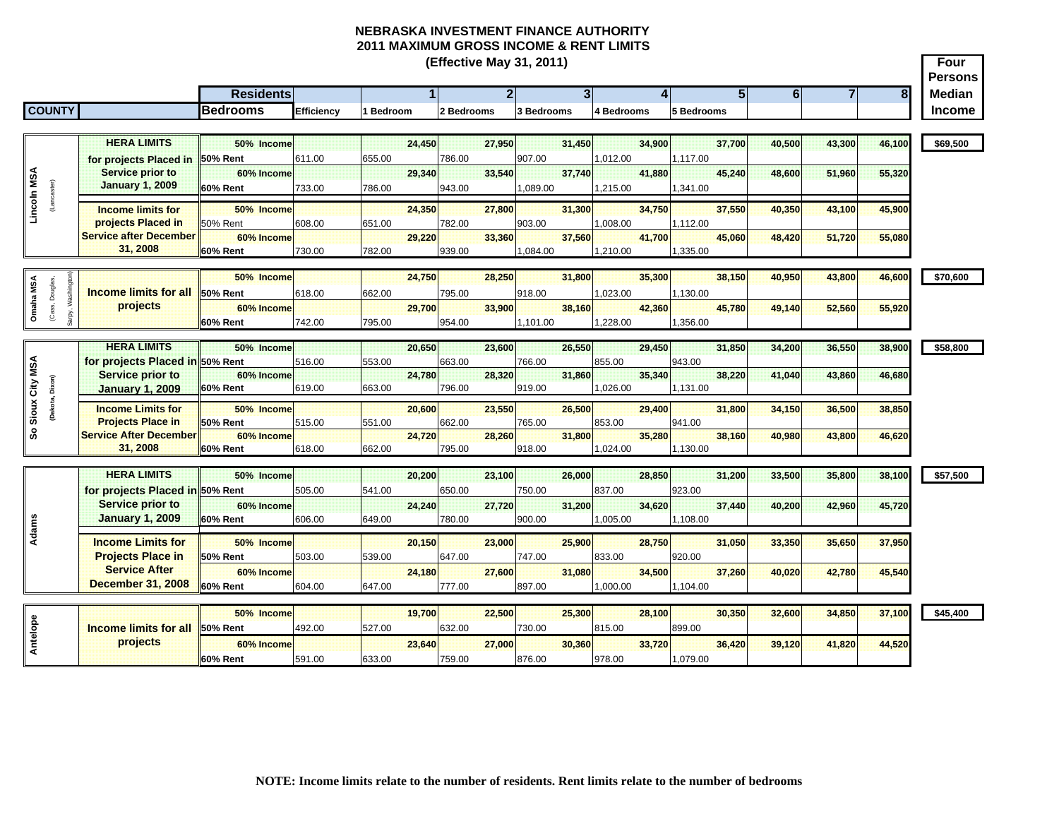# NEBRASKA INVESTMENT FINANCE AUTHORITY
## 2011 MAXIMUM GROSS INCOME & RENT LIMITS
### (Effective May 31, 2011)

| COUNTY | | Residents / Bedrooms | Efficiency | 1 / 1 Bedroom | 2 / 2 Bedrooms | 3 / 3 Bedrooms | 4 / 4 Bedrooms | 5 / 5 Bedrooms | 6 | 7 | 8 | Four Persons Median Income |
|---|---|---|---|---|---|---|---|---|---|---|---|---|
| Lincoln MSA (Lancaster) | HERA LIMITS for projects Placed in Service prior to January 1, 2009 | 50% Income | | 24,450 | 27,950 | 31,450 | 34,900 | 37,700 | 40,500 | 43,300 | 46,100 | $69,500 |
| | | 50% Rent | 611.00 | 655.00 | 786.00 | 907.00 | 1,012.00 | 1,117.00 | | | | |
| | | 60% Income | | 29,340 | 33,540 | 37,740 | 41,880 | 45,240 | 48,600 | 51,960 | 55,320 | |
| | | 60% Rent | 733.00 | 786.00 | 943.00 | 1,089.00 | 1,215.00 | 1,341.00 | | | | |
| | Income limits for projects Placed in Service after December 31, 2008 | 50% Income | | 24,350 | 27,800 | 31,300 | 34,750 | 37,550 | 40,350 | 43,100 | 45,900 | |
| | | 50% Rent | 608.00 | 651.00 | 782.00 | 903.00 | 1,008.00 | 1,112.00 | | | | |
| | | 60% Income | | 29,220 | 33,360 | 37,560 | 41,700 | 45,060 | 48,420 | 51,720 | 55,080 | |
| | | 60% Rent | 730.00 | 782.00 | 939.00 | 1,084.00 | 1,210.00 | 1,335.00 | | | | |
| Omaha MSA (Cass, Douglas, Sarpy, Washington) | Income limits for all projects | 50% Income | | 24,750 | 28,250 | 31,800 | 35,300 | 38,150 | 40,950 | 43,800 | 46,600 | $70,600 |
| | | 50% Rent | 618.00 | 662.00 | 795.00 | 918.00 | 1,023.00 | 1,130.00 | | | | |
| | | 60% Income | | 29,700 | 33,900 | 38,160 | 42,360 | 45,780 | 49,140 | 52,560 | 55,920 | |
| | | 60% Rent | 742.00 | 795.00 | 954.00 | 1,101.00 | 1,228.00 | 1,356.00 | | | | |
| So Sioux City MSA (Dakota, Dixon) | HERA LIMITS for projects Placed in Service prior to January 1, 2009 | 50% Income | | 20,650 | 23,600 | 26,550 | 29,450 | 31,850 | 34,200 | 36,550 | 38,900 | $58,800 |
| | | 50% Rent | 516.00 | 553.00 | 663.00 | 766.00 | 855.00 | 943.00 | | | | |
| | | 60% Income | | 24,780 | 28,320 | 31,860 | 35,340 | 38,220 | 41,040 | 43,860 | 46,680 | |
| | | 60% Rent | 619.00 | 663.00 | 796.00 | 919.00 | 1,026.00 | 1,131.00 | | | | |
| | Income Limits for Projects Place in Service After December 31, 2008 | 50% Income | | 20,600 | 23,550 | 26,500 | 29,400 | 31,800 | 34,150 | 36,500 | 38,850 | |
| | | 50% Rent | 515.00 | 551.00 | 662.00 | 765.00 | 853.00 | 941.00 | | | | |
| | | 60% Income | | 24,720 | 28,260 | 31,800 | 35,280 | 38,160 | 40,980 | 43,800 | 46,620 | |
| | | 60% Rent | 618.00 | 662.00 | 795.00 | 918.00 | 1,024.00 | 1,130.00 | | | | |
| Adams | HERA LIMITS for projects Placed in Service prior to January 1, 2009 | 50% Income | | 20,200 | 23,100 | 26,000 | 28,850 | 31,200 | 33,500 | 35,800 | 38,100 | $57,500 |
| | | 50% Rent | 505.00 | 541.00 | 650.00 | 750.00 | 837.00 | 923.00 | | | | |
| | | 60% Income | | 24,240 | 27,720 | 31,200 | 34,620 | 37,440 | 40,200 | 42,960 | 45,720 | |
| | | 60% Rent | 606.00 | 649.00 | 780.00 | 900.00 | 1,005.00 | 1,108.00 | | | | |
| | Income Limits for Projects Place in Service After December 31, 2008 | 50% Income | | 20,150 | 23,000 | 25,900 | 28,750 | 31,050 | 33,350 | 35,650 | 37,950 | |
| | | 50% Rent | 503.00 | 539.00 | 647.00 | 747.00 | 833.00 | 920.00 | | | | |
| | | 60% Income | | 24,180 | 27,600 | 31,080 | 34,500 | 37,260 | 40,020 | 42,780 | 45,540 | |
| | | 60% Rent | 604.00 | 647.00 | 777.00 | 897.00 | 1,000.00 | 1,104.00 | | | | |
| Antelope | Income limits for all projects | 50% Income | | 19,700 | 22,500 | 25,300 | 28,100 | 30,350 | 32,600 | 34,850 | 37,100 | $45,400 |
| | | 50% Rent | 492.00 | 527.00 | 632.00 | 730.00 | 815.00 | 899.00 | | | | |
| | | 60% Income | | 23,640 | 27,000 | 30,360 | 33,720 | 36,420 | 39,120 | 41,820 | 44,520 | |
| | | 60% Rent | 591.00 | 633.00 | 759.00 | 876.00 | 978.00 | 1,079.00 | | | | |

**NOTE: Income limits relate to the number of residents. Rent limits relate to the number of bedrooms**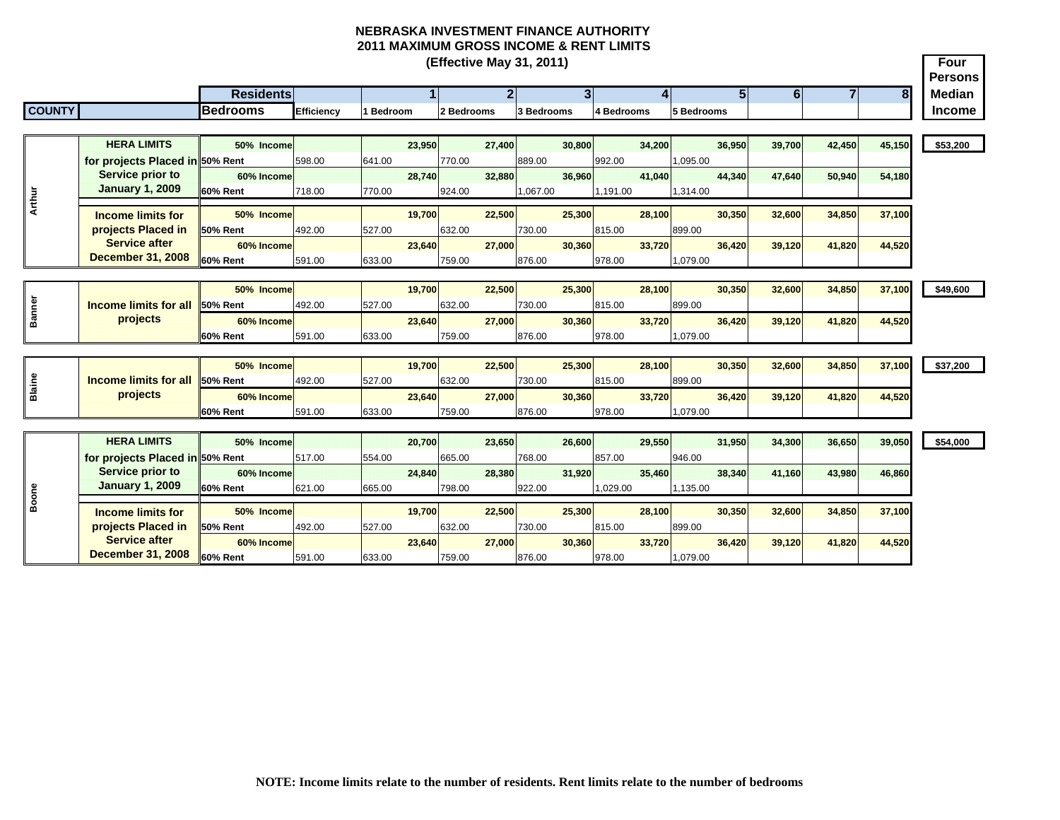# NEBRASKA INVESTMENT FINANCE AUTHORITY
## 2011 MAXIMUM GROSS INCOME & RENT LIMITS
### (Effective May 31, 2011)

| COUNTY | | Residents / Bedrooms | Efficiency | 1 / 1 Bedroom | 2 / 2 Bedrooms | 3 / 3 Bedrooms | 4 / 4 Bedrooms | 5 / 5 Bedrooms | 6 | 7 | 8 | Four Persons Median Income |
|---|---|---|---|---|---|---|---|---|---|---|---|---|
| Arthur | HERA LIMITS for projects Placed in Service prior to January 1, 2009 | 50% Income | | 23,950 | 27,400 | 30,800 | 34,200 | 36,950 | 39,700 | 42,450 | 45,150 | $53,200 |
| | | 50% Rent | 598.00 | 641.00 | 770.00 | 889.00 | 992.00 | 1,095.00 | | | | |
| | | 60% Income | | 28,740 | 32,880 | 36,960 | 41,040 | 44,340 | 47,640 | 50,940 | 54,180 | |
| | | 60% Rent | 718.00 | 770.00 | 924.00 | 1,067.00 | 1,191.00 | 1,314.00 | | | | |
| | Income limits for projects Placed in Service after December 31, 2008 | 50% Income | | 19,700 | 22,500 | 25,300 | 28,100 | 30,350 | 32,600 | 34,850 | 37,100 | |
| | | 50% Rent | 492.00 | 527.00 | 632.00 | 730.00 | 815.00 | 899.00 | | | | |
| | | 60% Income | | 23,640 | 27,000 | 30,360 | 33,720 | 36,420 | 39,120 | 41,820 | 44,520 | |
| | | 60% Rent | 591.00 | 633.00 | 759.00 | 876.00 | 978.00 | 1,079.00 | | | | |
| Banner | Income limits for all projects | 50% Income | | 19,700 | 22,500 | 25,300 | 28,100 | 30,350 | 32,600 | 34,850 | 37,100 | $49,600 |
| | | 50% Rent | 492.00 | 527.00 | 632.00 | 730.00 | 815.00 | 899.00 | | | | |
| | | 60% Income | | 23,640 | 27,000 | 30,360 | 33,720 | 36,420 | 39,120 | 41,820 | 44,520 | |
| | | 60% Rent | 591.00 | 633.00 | 759.00 | 876.00 | 978.00 | 1,079.00 | | | | |
| Blaine | Income limits for all projects | 50% Income | | 19,700 | 22,500 | 25,300 | 28,100 | 30,350 | 32,600 | 34,850 | 37,100 | $37,200 |
| | | 50% Rent | 492.00 | 527.00 | 632.00 | 730.00 | 815.00 | 899.00 | | | | |
| | | 60% Income | | 23,640 | 27,000 | 30,360 | 33,720 | 36,420 | 39,120 | 41,820 | 44,520 | |
| | | 60% Rent | 591.00 | 633.00 | 759.00 | 876.00 | 978.00 | 1,079.00 | | | | |
| Boone | HERA LIMITS for projects Placed in Service prior to January 1, 2009 | 50% Income | | 20,700 | 23,650 | 26,600 | 29,550 | 31,950 | 34,300 | 36,650 | 39,050 | $54,000 |
| | | 50% Rent | 517.00 | 554.00 | 665.00 | 768.00 | 857.00 | 946.00 | | | | |
| | | 60% Income | | 24,840 | 28,380 | 31,920 | 35,460 | 38,340 | 41,160 | 43,980 | 46,860 | |
| | | 60% Rent | 621.00 | 665.00 | 798.00 | 922.00 | 1,029.00 | 1,135.00 | | | | |
| | Income limits for projects Placed in Service after December 31, 2008 | 50% Income | | 19,700 | 22,500 | 25,300 | 28,100 | 30,350 | 32,600 | 34,850 | 37,100 | |
| | | 50% Rent | 492.00 | 527.00 | 632.00 | 730.00 | 815.00 | 899.00 | | | | |
| | | 60% Income | | 23,640 | 27,000 | 30,360 | 33,720 | 36,420 | 39,120 | 41,820 | 44,520 | |
| | | 60% Rent | 591.00 | 633.00 | 759.00 | 876.00 | 978.00 | 1,079.00 | | | | |

**NOTE: Income limits relate to the number of residents. Rent limits relate to the number of bedrooms**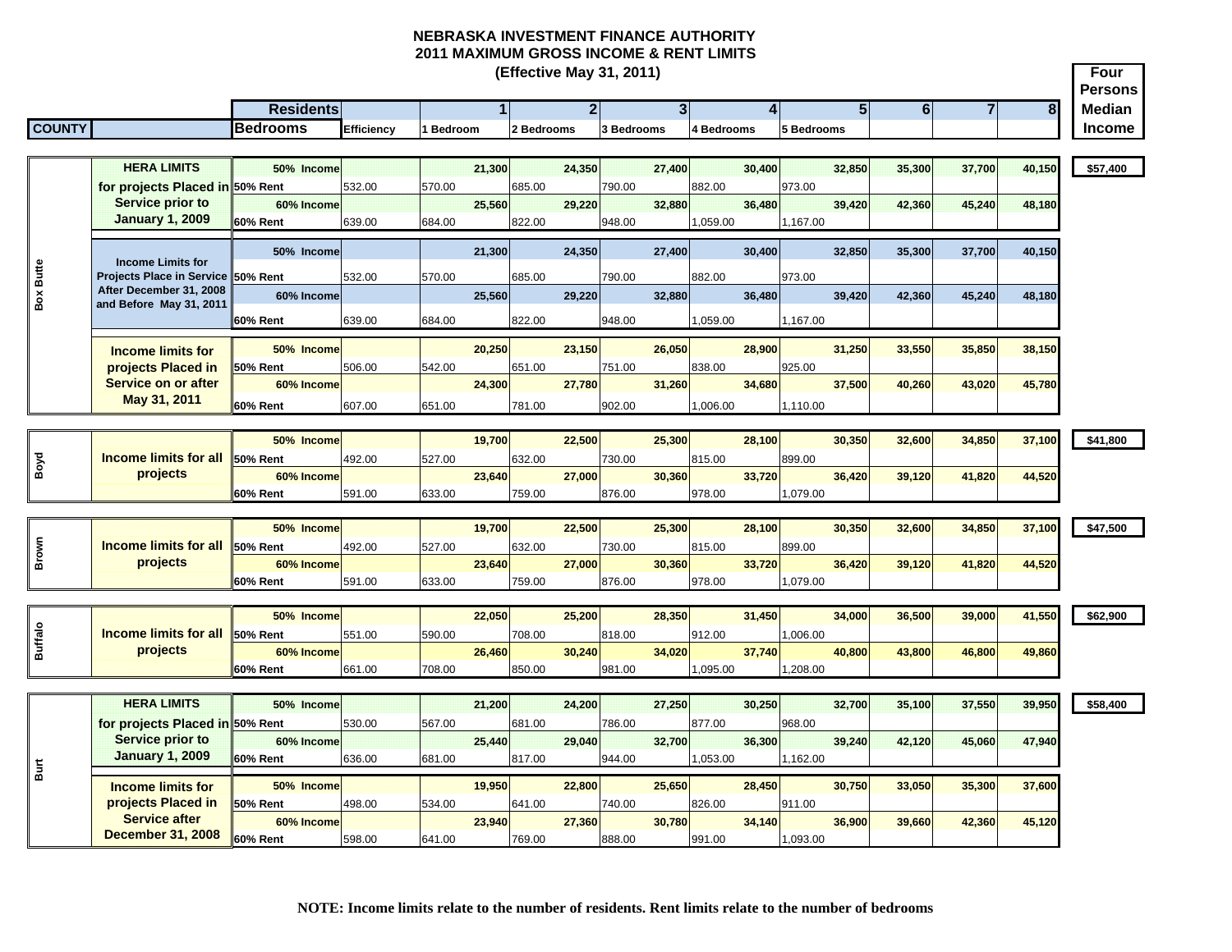# NEBRASKA INVESTMENT FINANCE AUTHORITY
## 2011 MAXIMUM GROSS INCOME & RENT LIMITS
### (Effective May 31, 2011)

| COUNTY | | Residents / Bedrooms | Efficiency | 1 / 1 Bedroom | 2 / 2 Bedrooms | 3 / 3 Bedrooms | 4 / 4 Bedrooms | 5 / 5 Bedrooms | 6 | 7 | 8 | Four Persons Median Income |
|---|---|---|---|---|---|---|---|---|---|---|---|---|
| Box Butte | HERA LIMITS for projects Placed in Service prior to January 1, 2009 | 50% Income | | 21,300 | 24,350 | 27,400 | 30,400 | 32,850 | 35,300 | 37,700 | 40,150 | $57,400 |
| | | 50% Rent | 532.00 | 570.00 | 685.00 | 790.00 | 882.00 | 973.00 | | | | |
| | | 60% Income | | 25,560 | 29,220 | 32,880 | 36,480 | 39,420 | 42,360 | 45,240 | 48,180 | |
| | | 60% Rent | 639.00 | 684.00 | 822.00 | 948.00 | 1,059.00 | 1,167.00 | | | | |
| | Income Limits for Projects Place in Service After December 31, 2008 and Before May 31, 2011 | 50% Income | | 21,300 | 24,350 | 27,400 | 30,400 | 32,850 | 35,300 | 37,700 | 40,150 | |
| | | 50% Rent | 532.00 | 570.00 | 685.00 | 790.00 | 882.00 | 973.00 | | | | |
| | | 60% Income | | 25,560 | 29,220 | 32,880 | 36,480 | 39,420 | 42,360 | 45,240 | 48,180 | |
| | | 60% Rent | 639.00 | 684.00 | 822.00 | 948.00 | 1,059.00 | 1,167.00 | | | | |
| | Income limits for projects Placed in Service on or after May 31, 2011 | 50% Income | | 20,250 | 23,150 | 26,050 | 28,900 | 31,250 | 33,550 | 35,850 | 38,150 | |
| | | 50% Rent | 506.00 | 542.00 | 651.00 | 751.00 | 838.00 | 925.00 | | | | |
| | | 60% Income | | 24,300 | 27,780 | 31,260 | 34,680 | 37,500 | 40,260 | 43,020 | 45,780 | |
| | | 60% Rent | 607.00 | 651.00 | 781.00 | 902.00 | 1,006.00 | 1,110.00 | | | | |
| Boyd | Income limits for all projects | 50% Income | | 19,700 | 22,500 | 25,300 | 28,100 | 30,350 | 32,600 | 34,850 | 37,100 | $41,800 |
| | | 50% Rent | 492.00 | 527.00 | 632.00 | 730.00 | 815.00 | 899.00 | | | | |
| | | 60% Income | | 23,640 | 27,000 | 30,360 | 33,720 | 36,420 | 39,120 | 41,820 | 44,520 | |
| | | 60% Rent | 591.00 | 633.00 | 759.00 | 876.00 | 978.00 | 1,079.00 | | | | |
| Brown | Income limits for all projects | 50% Income | | 19,700 | 22,500 | 25,300 | 28,100 | 30,350 | 32,600 | 34,850 | 37,100 | $47,500 |
| | | 50% Rent | 492.00 | 527.00 | 632.00 | 730.00 | 815.00 | 899.00 | | | | |
| | | 60% Income | | 23,640 | 27,000 | 30,360 | 33,720 | 36,420 | 39,120 | 41,820 | 44,520 | |
| | | 60% Rent | 591.00 | 633.00 | 759.00 | 876.00 | 978.00 | 1,079.00 | | | | |
| Buffalo | Income limits for all projects | 50% Income | | 22,050 | 25,200 | 28,350 | 31,450 | 34,000 | 36,500 | 39,000 | 41,550 | $62,900 |
| | | 50% Rent | 551.00 | 590.00 | 708.00 | 818.00 | 912.00 | 1,006.00 | | | | |
| | | 60% Income | | 26,460 | 30,240 | 34,020 | 37,740 | 40,800 | 43,800 | 46,800 | 49,860 | |
| | | 60% Rent | 661.00 | 708.00 | 850.00 | 981.00 | 1,095.00 | 1,208.00 | | | | |
| Burt | HERA LIMITS for projects Placed in Service prior to January 1, 2009 | 50% Income | | 21,200 | 24,200 | 27,250 | 30,250 | 32,700 | 35,100 | 37,550 | 39,950 | $58,400 |
| | | 50% Rent | 530.00 | 567.00 | 681.00 | 786.00 | 877.00 | 968.00 | | | | |
| | | 60% Income | | 25,440 | 29,040 | 32,700 | 36,300 | 39,240 | 42,120 | 45,060 | 47,940 | |
| | | 60% Rent | 636.00 | 681.00 | 817.00 | 944.00 | 1,053.00 | 1,162.00 | | | | |
| | Income limits for projects Placed in Service after December 31, 2008 | 50% Income | | 19,950 | 22,800 | 25,650 | 28,450 | 30,750 | 33,050 | 35,300 | 37,600 | |
| | | 50% Rent | 498.00 | 534.00 | 641.00 | 740.00 | 826.00 | 911.00 | | | | |
| | | 60% Income | | 23,940 | 27,360 | 30,780 | 34,140 | 36,900 | 39,660 | 42,360 | 45,120 | |
| | | 60% Rent | 598.00 | 641.00 | 769.00 | 888.00 | 991.00 | 1,093.00 | | | | |

**NOTE: Income limits relate to the number of residents. Rent limits relate to the number of bedrooms**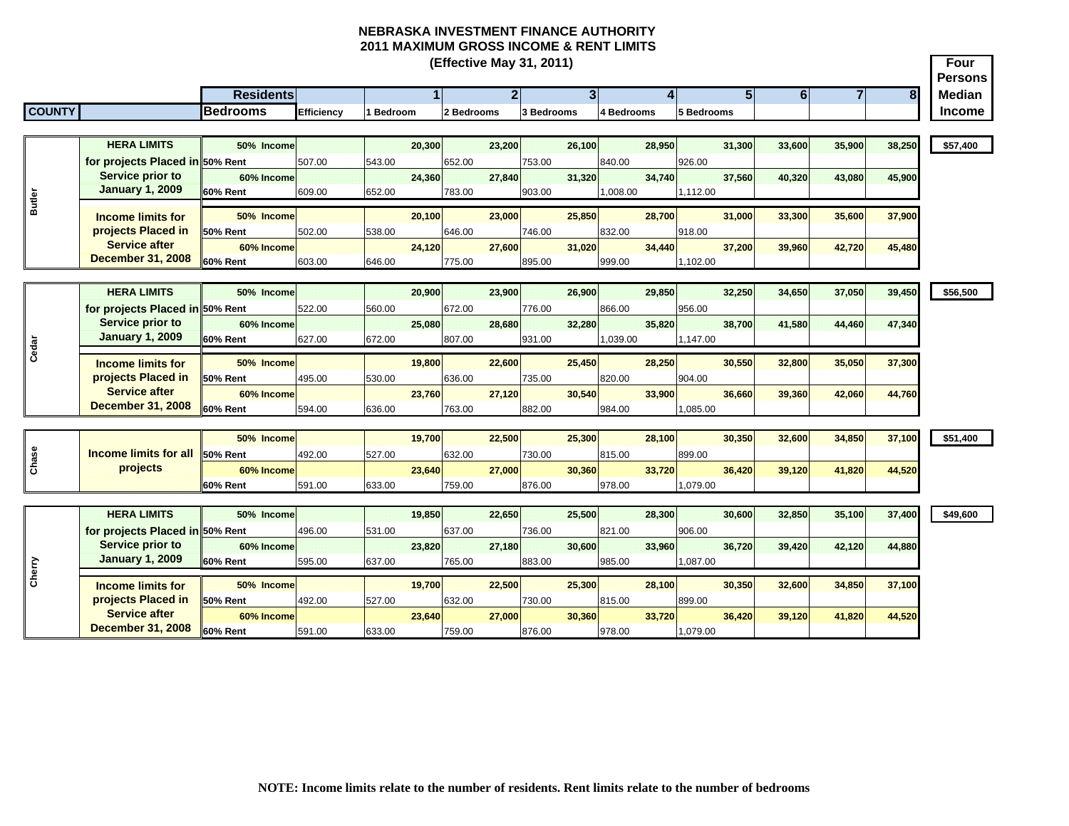# NEBRASKA INVESTMENT FINANCE AUTHORITY
## 2011 MAXIMUM GROSS INCOME & RENT LIMITS
### (Effective May 31, 2011)

| COUNTY | | Residents / Bedrooms | Efficiency | 1 / 1 Bedroom | 2 / 2 Bedrooms | 3 / 3 Bedrooms | 4 / 4 Bedrooms | 5 / 5 Bedrooms | 6 | 7 | 8 | Four Persons Median Income |
|---|---|---|---|---|---|---|---|---|---|---|---|---|
| Butler | HERA LIMITS for projects Placed in Service prior to January 1, 2009 | 50% Income | | 20,300 | 23,200 | 26,100 | 28,950 | 31,300 | 33,600 | 35,900 | 38,250 | $57,400 |
| | | 50% Rent | 507.00 | 543.00 | 652.00 | 753.00 | 840.00 | 926.00 | | | | |
| | | 60% Income | | 24,360 | 27,840 | 31,320 | 34,740 | 37,560 | 40,320 | 43,080 | 45,900 | |
| | | 60% Rent | 609.00 | 652.00 | 783.00 | 903.00 | 1,008.00 | 1,112.00 | | | | |
| | Income limits for projects Placed in Service after December 31, 2008 | 50% Income | | 20,100 | 23,000 | 25,850 | 28,700 | 31,000 | 33,300 | 35,600 | 37,900 | |
| | | 50% Rent | 502.00 | 538.00 | 646.00 | 746.00 | 832.00 | 918.00 | | | | |
| | | 60% Income | | 24,120 | 27,600 | 31,020 | 34,440 | 37,200 | 39,960 | 42,720 | 45,480 | |
| | | 60% Rent | 603.00 | 646.00 | 775.00 | 895.00 | 999.00 | 1,102.00 | | | | |
| Cedar | HERA LIMITS for projects Placed in Service prior to January 1, 2009 | 50% Income | | 20,900 | 23,900 | 26,900 | 29,850 | 32,250 | 34,650 | 37,050 | 39,450 | $56,500 |
| | | 50% Rent | 522.00 | 560.00 | 672.00 | 776.00 | 866.00 | 956.00 | | | | |
| | | 60% Income | | 25,080 | 28,680 | 32,280 | 35,820 | 38,700 | 41,580 | 44,460 | 47,340 | |
| | | 60% Rent | 627.00 | 672.00 | 807.00 | 931.00 | 1,039.00 | 1,147.00 | | | | |
| | Income limits for projects Placed in Service after December 31, 2008 | 50% Income | | 19,800 | 22,600 | 25,450 | 28,250 | 30,550 | 32,800 | 35,050 | 37,300 | |
| | | 50% Rent | 495.00 | 530.00 | 636.00 | 735.00 | 820.00 | 904.00 | | | | |
| | | 60% Income | | 23,760 | 27,120 | 30,540 | 33,900 | 36,660 | 39,360 | 42,060 | 44,760 | |
| | | 60% Rent | 594.00 | 636.00 | 763.00 | 882.00 | 984.00 | 1,085.00 | | | | |
| Chase | Income limits for all projects | 50% Income | | 19,700 | 22,500 | 25,300 | 28,100 | 30,350 | 32,600 | 34,850 | 37,100 | $51,400 |
| | | 50% Rent | 492.00 | 527.00 | 632.00 | 730.00 | 815.00 | 899.00 | | | | |
| | | 60% Income | | 23,640 | 27,000 | 30,360 | 33,720 | 36,420 | 39,120 | 41,820 | 44,520 | |
| | | 60% Rent | 591.00 | 633.00 | 759.00 | 876.00 | 978.00 | 1,079.00 | | | | |
| Cherry | HERA LIMITS for projects Placed in Service prior to January 1, 2009 | 50% Income | | 19,850 | 22,650 | 25,500 | 28,300 | 30,600 | 32,850 | 35,100 | 37,400 | $49,600 |
| | | 50% Rent | 496.00 | 531.00 | 637.00 | 736.00 | 821.00 | 906.00 | | | | |
| | | 60% Income | | 23,820 | 27,180 | 30,600 | 33,960 | 36,720 | 39,420 | 42,120 | 44,880 | |
| | | 60% Rent | 595.00 | 637.00 | 765.00 | 883.00 | 985.00 | 1,087.00 | | | | |
| | Income limits for projects Placed in Service after December 31, 2008 | 50% Income | | 19,700 | 22,500 | 25,300 | 28,100 | 30,350 | 32,600 | 34,850 | 37,100 | |
| | | 50% Rent | 492.00 | 527.00 | 632.00 | 730.00 | 815.00 | 899.00 | | | | |
| | | 60% Income | | 23,640 | 27,000 | 30,360 | 33,720 | 36,420 | 39,120 | 41,820 | 44,520 | |
| | | 60% Rent | 591.00 | 633.00 | 759.00 | 876.00 | 978.00 | 1,079.00 | | | | |

**NOTE: Income limits relate to the number of residents. Rent limits relate to the number of bedrooms**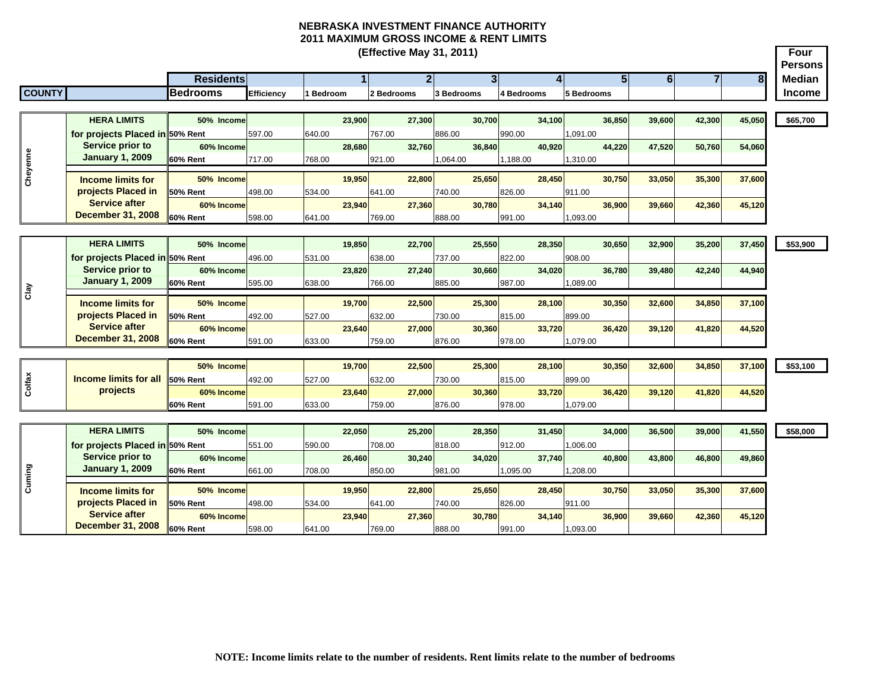# NEBRASKA INVESTMENT FINANCE AUTHORITY
## 2011 MAXIMUM GROSS INCOME & RENT LIMITS
### (Effective May 31, 2011)

| COUNTY | | Residents / Bedrooms | Efficiency | 1 / 1 Bedroom | 2 / 2 Bedrooms | 3 / 3 Bedrooms | 4 / 4 Bedrooms | 5 / 5 Bedrooms | 6 | 7 | 8 | Four Persons Median Income |
|---|---|---|---|---|---|---|---|---|---|---|---|---|
| Cheyenne | HERA LIMITS for projects Placed in Service prior to January 1, 2009 | 50% Income | | 23,900 | 27,300 | 30,700 | 34,100 | 36,850 | 39,600 | 42,300 | 45,050 | $65,700 |
| | | 50% Rent | 597.00 | 640.00 | 767.00 | 886.00 | 990.00 | 1,091.00 | | | | |
| | | 60% Income | | 28,680 | 32,760 | 36,840 | 40,920 | 44,220 | 47,520 | 50,760 | 54,060 | |
| | | 60% Rent | 717.00 | 768.00 | 921.00 | 1,064.00 | 1,188.00 | 1,310.00 | | | | |
| | Income limits for projects Placed in Service after December 31, 2008 | 50% Income | | 19,950 | 22,800 | 25,650 | 28,450 | 30,750 | 33,050 | 35,300 | 37,600 | |
| | | 50% Rent | 498.00 | 534.00 | 641.00 | 740.00 | 826.00 | 911.00 | | | | |
| | | 60% Income | | 23,940 | 27,360 | 30,780 | 34,140 | 36,900 | 39,660 | 42,360 | 45,120 | |
| | | 60% Rent | 598.00 | 641.00 | 769.00 | 888.00 | 991.00 | 1,093.00 | | | | |
| Clay | HERA LIMITS for projects Placed in Service prior to January 1, 2009 | 50% Income | | 19,850 | 22,700 | 25,550 | 28,350 | 30,650 | 32,900 | 35,200 | 37,450 | $53,900 |
| | | 50% Rent | 496.00 | 531.00 | 638.00 | 737.00 | 822.00 | 908.00 | | | | |
| | | 60% Income | | 23,820 | 27,240 | 30,660 | 34,020 | 36,780 | 39,480 | 42,240 | 44,940 | |
| | | 60% Rent | 595.00 | 638.00 | 766.00 | 885.00 | 987.00 | 1,089.00 | | | | |
| | Income limits for projects Placed in Service after December 31, 2008 | 50% Income | | 19,700 | 22,500 | 25,300 | 28,100 | 30,350 | 32,600 | 34,850 | 37,100 | |
| | | 50% Rent | 492.00 | 527.00 | 632.00 | 730.00 | 815.00 | 899.00 | | | | |
| | | 60% Income | | 23,640 | 27,000 | 30,360 | 33,720 | 36,420 | 39,120 | 41,820 | 44,520 | |
| | | 60% Rent | 591.00 | 633.00 | 759.00 | 876.00 | 978.00 | 1,079.00 | | | | |
| Colfax | Income limits for all projects | 50% Income | | 19,700 | 22,500 | 25,300 | 28,100 | 30,350 | 32,600 | 34,850 | 37,100 | $53,100 |
| | | 50% Rent | 492.00 | 527.00 | 632.00 | 730.00 | 815.00 | 899.00 | | | | |
| | | 60% Income | | 23,640 | 27,000 | 30,360 | 33,720 | 36,420 | 39,120 | 41,820 | 44,520 | |
| | | 60% Rent | 591.00 | 633.00 | 759.00 | 876.00 | 978.00 | 1,079.00 | | | | |
| Cuming | HERA LIMITS for projects Placed in Service prior to January 1, 2009 | 50% Income | | 22,050 | 25,200 | 28,350 | 31,450 | 34,000 | 36,500 | 39,000 | 41,550 | $58,000 |
| | | 50% Rent | 551.00 | 590.00 | 708.00 | 818.00 | 912.00 | 1,006.00 | | | | |
| | | 60% Income | | 26,460 | 30,240 | 34,020 | 37,740 | 40,800 | 43,800 | 46,800 | 49,860 | |
| | | 60% Rent | 661.00 | 708.00 | 850.00 | 981.00 | 1,095.00 | 1,208.00 | | | | |
| | Income limits for projects Placed in Service after December 31, 2008 | 50% Income | | 19,950 | 22,800 | 25,650 | 28,450 | 30,750 | 33,050 | 35,300 | 37,600 | |
| | | 50% Rent | 498.00 | 534.00 | 641.00 | 740.00 | 826.00 | 911.00 | | | | |
| | | 60% Income | | 23,940 | 27,360 | 30,780 | 34,140 | 36,900 | 39,660 | 42,360 | 45,120 | |
| | | 60% Rent | 598.00 | 641.00 | 769.00 | 888.00 | 991.00 | 1,093.00 | | | | |

**NOTE: Income limits relate to the number of residents. Rent limits relate to the number of bedrooms**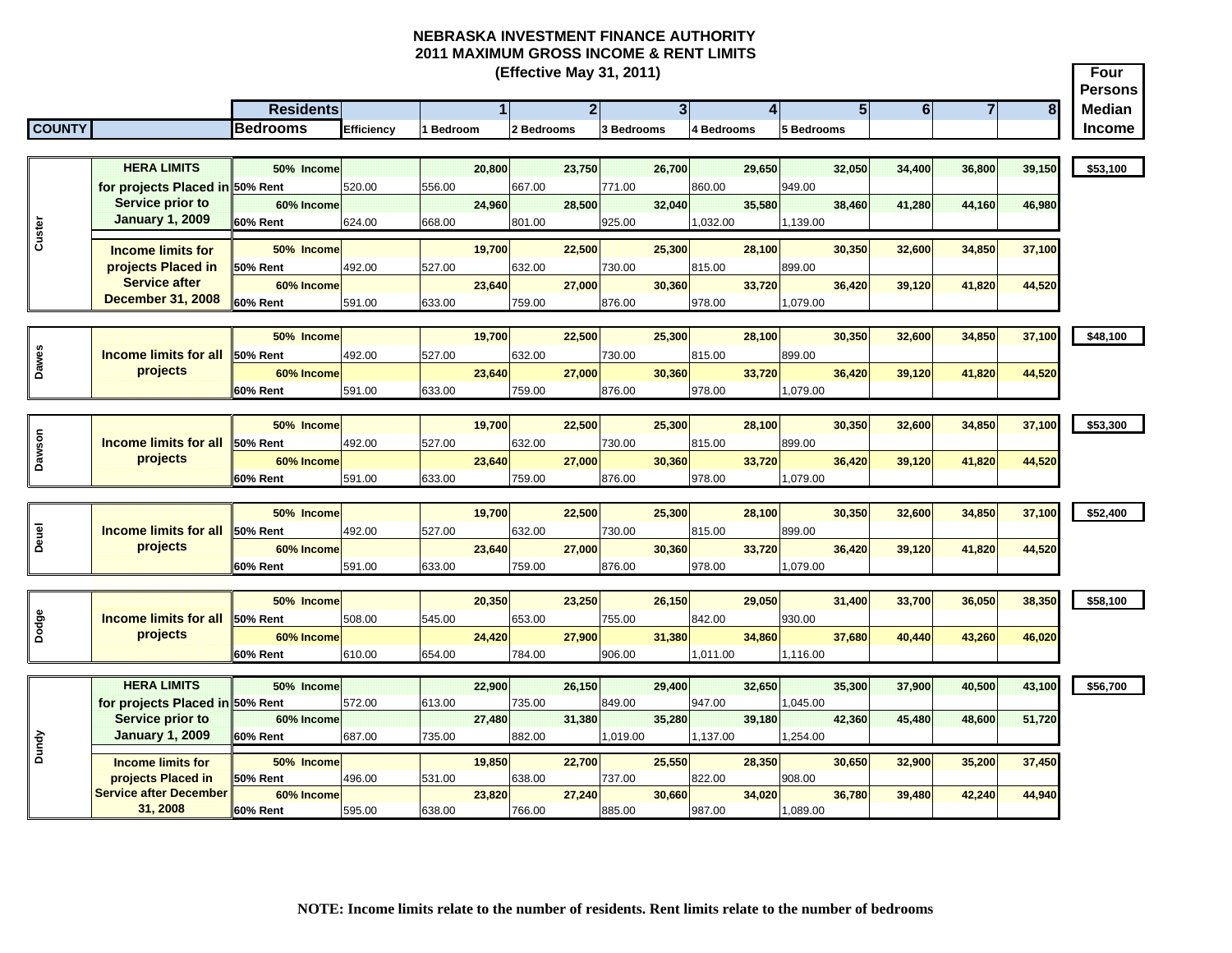# NEBRASKA INVESTMENT FINANCE AUTHORITY
## 2011 MAXIMUM GROSS INCOME & RENT LIMITS
### (Effective May 31, 2011)

| COUNTY | | Residents / Bedrooms | Efficiency | 1 / 1 Bedroom | 2 / 2 Bedrooms | 3 / 3 Bedrooms | 4 / 4 Bedrooms | 5 / 5 Bedrooms | 6 | 7 | 8 | Four Persons Median Income |
|---|---|---|---|---|---|---|---|---|---|---|---|---|
| Custer | HERA LIMITS for projects Placed in Service prior to January 1, 2009 | 50% Income | | 20,800 | 23,750 | 26,700 | 29,650 | 32,050 | 34,400 | 36,800 | 39,150 | $53,100 |
| | | 50% Rent | 520.00 | 556.00 | 667.00 | 771.00 | 860.00 | 949.00 | | | | |
| | | 60% Income | | 24,960 | 28,500 | 32,040 | 35,580 | 38,460 | 41,280 | 44,160 | 46,980 | |
| | | 60% Rent | 624.00 | 668.00 | 801.00 | 925.00 | 1,032.00 | 1,139.00 | | | | |
| | Income limits for projects Placed in Service after December 31, 2008 | 50% Income | | 19,700 | 22,500 | 25,300 | 28,100 | 30,350 | 32,600 | 34,850 | 37,100 | |
| | | 50% Rent | 492.00 | 527.00 | 632.00 | 730.00 | 815.00 | 899.00 | | | | |
| | | 60% Income | | 23,640 | 27,000 | 30,360 | 33,720 | 36,420 | 39,120 | 41,820 | 44,520 | |
| | | 60% Rent | 591.00 | 633.00 | 759.00 | 876.00 | 978.00 | 1,079.00 | | | | |
| Dawes | Income limits for all projects | 50% Income | | 19,700 | 22,500 | 25,300 | 28,100 | 30,350 | 32,600 | 34,850 | 37,100 | $48,100 |
| | | 50% Rent | 492.00 | 527.00 | 632.00 | 730.00 | 815.00 | 899.00 | | | | |
| | | 60% Income | | 23,640 | 27,000 | 30,360 | 33,720 | 36,420 | 39,120 | 41,820 | 44,520 | |
| | | 60% Rent | 591.00 | 633.00 | 759.00 | 876.00 | 978.00 | 1,079.00 | | | | |
| Dawson | Income limits for all projects | 50% Income | | 19,700 | 22,500 | 25,300 | 28,100 | 30,350 | 32,600 | 34,850 | 37,100 | $53,300 |
| | | 50% Rent | 492.00 | 527.00 | 632.00 | 730.00 | 815.00 | 899.00 | | | | |
| | | 60% Income | | 23,640 | 27,000 | 30,360 | 33,720 | 36,420 | 39,120 | 41,820 | 44,520 | |
| | | 60% Rent | 591.00 | 633.00 | 759.00 | 876.00 | 978.00 | 1,079.00 | | | | |
| Deuel | Income limits for all projects | 50% Income | | 19,700 | 22,500 | 25,300 | 28,100 | 30,350 | 32,600 | 34,850 | 37,100 | $52,400 |
| | | 50% Rent | 492.00 | 527.00 | 632.00 | 730.00 | 815.00 | 899.00 | | | | |
| | | 60% Income | | 23,640 | 27,000 | 30,360 | 33,720 | 36,420 | 39,120 | 41,820 | 44,520 | |
| | | 60% Rent | 591.00 | 633.00 | 759.00 | 876.00 | 978.00 | 1,079.00 | | | | |
| Dodge | Income limits for all projects | 50% Income | | 20,350 | 23,250 | 26,150 | 29,050 | 31,400 | 33,700 | 36,050 | 38,350 | $58,100 |
| | | 50% Rent | 508.00 | 545.00 | 653.00 | 755.00 | 842.00 | 930.00 | | | | |
| | | 60% Income | | 24,420 | 27,900 | 31,380 | 34,860 | 37,680 | 40,440 | 43,260 | 46,020 | |
| | | 60% Rent | 610.00 | 654.00 | 784.00 | 906.00 | 1,011.00 | 1,116.00 | | | | |
| Dundy | HERA LIMITS for projects Placed in Service prior to January 1, 2009 | 50% Income | | 22,900 | 26,150 | 29,400 | 32,650 | 35,300 | 37,900 | 40,500 | 43,100 | $56,700 |
| | | 50% Rent | 572.00 | 613.00 | 735.00 | 849.00 | 947.00 | 1,045.00 | | | | |
| | | 60% Income | | 27,480 | 31,380 | 35,280 | 39,180 | 42,360 | 45,480 | 48,600 | 51,720 | |
| | | 60% Rent | 687.00 | 735.00 | 882.00 | 1,019.00 | 1,137.00 | 1,254.00 | | | | |
| | Income limits for projects Placed in Service after December 31, 2008 | 50% Income | | 19,850 | 22,700 | 25,550 | 28,350 | 30,650 | 32,900 | 35,200 | 37,450 | |
| | | 50% Rent | 496.00 | 531.00 | 638.00 | 737.00 | 822.00 | 908.00 | | | | |
| | | 60% Income | | 23,820 | 27,240 | 30,660 | 34,020 | 36,780 | 39,480 | 42,240 | 44,940 | |
| | | 60% Rent | 595.00 | 638.00 | 766.00 | 885.00 | 987.00 | 1,089.00 | | | | |

**NOTE: Income limits relate to the number of residents. Rent limits relate to the number of bedrooms**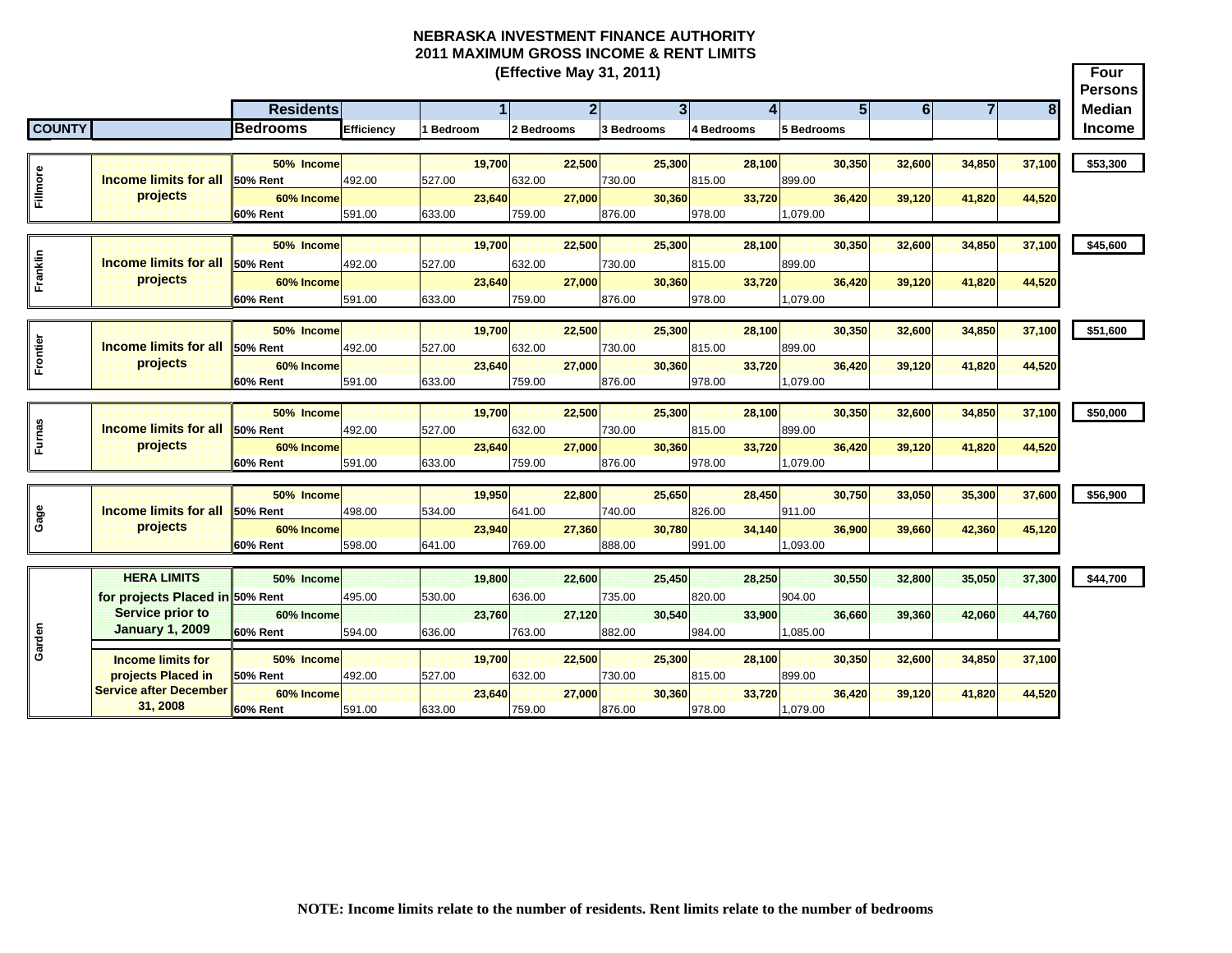# NEBRASKA INVESTMENT FINANCE AUTHORITY
## 2011 MAXIMUM GROSS INCOME & RENT LIMITS
### (Effective May 31, 2011)

| COUNTY | | Residents / Bedrooms | Efficiency | 1 / 1 Bedroom | 2 / 2 Bedrooms | 3 / 3 Bedrooms | 4 / 4 Bedrooms | 5 / 5 Bedrooms | 6 | 7 | 8 | Four Persons Median Income |
|---|---|---|---|---|---|---|---|---|---|---|---|---|
| Fillmore | Income limits for all projects | 50% Income | | 19,700 | 22,500 | 25,300 | 28,100 | 30,350 | 32,600 | 34,850 | 37,100 | $53,300 |
| | | 50% Rent | 492.00 | 527.00 | 632.00 | 730.00 | 815.00 | 899.00 | | | | |
| | | 60% Income | | 23,640 | 27,000 | 30,360 | 33,720 | 36,420 | 39,120 | 41,820 | 44,520 | |
| | | 60% Rent | 591.00 | 633.00 | 759.00 | 876.00 | 978.00 | 1,079.00 | | | | |
| Franklin | Income limits for all projects | 50% Income | | 19,700 | 22,500 | 25,300 | 28,100 | 30,350 | 32,600 | 34,850 | 37,100 | $45,600 |
| | | 50% Rent | 492.00 | 527.00 | 632.00 | 730.00 | 815.00 | 899.00 | | | | |
| | | 60% Income | | 23,640 | 27,000 | 30,360 | 33,720 | 36,420 | 39,120 | 41,820 | 44,520 | |
| | | 60% Rent | 591.00 | 633.00 | 759.00 | 876.00 | 978.00 | 1,079.00 | | | | |
| Frontier | Income limits for all projects | 50% Income | | 19,700 | 22,500 | 25,300 | 28,100 | 30,350 | 32,600 | 34,850 | 37,100 | $51,600 |
| | | 50% Rent | 492.00 | 527.00 | 632.00 | 730.00 | 815.00 | 899.00 | | | | |
| | | 60% Income | | 23,640 | 27,000 | 30,360 | 33,720 | 36,420 | 39,120 | 41,820 | 44,520 | |
| | | 60% Rent | 591.00 | 633.00 | 759.00 | 876.00 | 978.00 | 1,079.00 | | | | |
| Furnas | Income limits for all projects | 50% Income | | 19,700 | 22,500 | 25,300 | 28,100 | 30,350 | 32,600 | 34,850 | 37,100 | $50,000 |
| | | 50% Rent | 492.00 | 527.00 | 632.00 | 730.00 | 815.00 | 899.00 | | | | |
| | | 60% Income | | 23,640 | 27,000 | 30,360 | 33,720 | 36,420 | 39,120 | 41,820 | 44,520 | |
| | | 60% Rent | 591.00 | 633.00 | 759.00 | 876.00 | 978.00 | 1,079.00 | | | | |
| Gage | Income limits for all projects | 50% Income | | 19,950 | 22,800 | 25,650 | 28,450 | 30,750 | 33,050 | 35,300 | 37,600 | $56,900 |
| | | 50% Rent | 498.00 | 534.00 | 641.00 | 740.00 | 826.00 | 911.00 | | | | |
| | | 60% Income | | 23,940 | 27,360 | 30,780 | 34,140 | 36,900 | 39,660 | 42,360 | 45,120 | |
| | | 60% Rent | 598.00 | 641.00 | 769.00 | 888.00 | 991.00 | 1,093.00 | | | | |
| Garden | HERA LIMITS for projects Placed in Service prior to January 1, 2009 | 50% Income | | 19,800 | 22,600 | 25,450 | 28,250 | 30,550 | 32,800 | 35,050 | 37,300 | $44,700 |
| | | 50% Rent | 495.00 | 530.00 | 636.00 | 735.00 | 820.00 | 904.00 | | | | |
| | | 60% Income | | 23,760 | 27,120 | 30,540 | 33,900 | 36,660 | 39,360 | 42,060 | 44,760 | |
| | | 60% Rent | 594.00 | 636.00 | 763.00 | 882.00 | 984.00 | 1,085.00 | | | | |
| | Income limits for projects Placed in Service after December 31, 2008 | 50% Income | | 19,700 | 22,500 | 25,300 | 28,100 | 30,350 | 32,600 | 34,850 | 37,100 | |
| | | 50% Rent | 492.00 | 527.00 | 632.00 | 730.00 | 815.00 | 899.00 | | | | |
| | | 60% Income | | 23,640 | 27,000 | 30,360 | 33,720 | 36,420 | 39,120 | 41,820 | 44,520 | |
| | | 60% Rent | 591.00 | 633.00 | 759.00 | 876.00 | 978.00 | 1,079.00 | | | | |

**NOTE: Income limits relate to the number of residents. Rent limits relate to the number of bedrooms**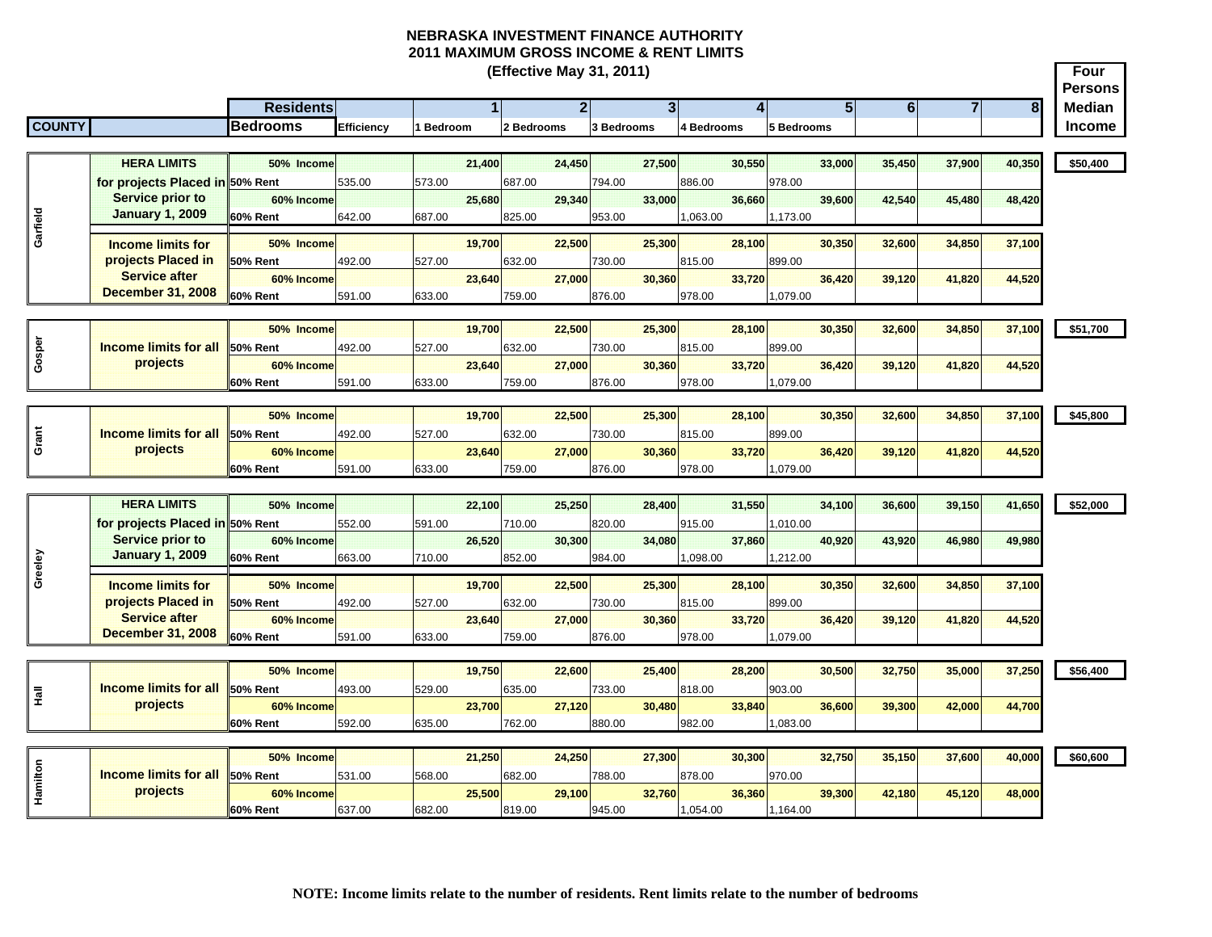# NEBRASKA INVESTMENT FINANCE AUTHORITY
## 2011 MAXIMUM GROSS INCOME & RENT LIMITS
### (Effective May 31, 2011)

| COUNTY | | Residents / Bedrooms | Efficiency | 1 / 1 Bedroom | 2 / 2 Bedrooms | 3 / 3 Bedrooms | 4 / 4 Bedrooms | 5 / 5 Bedrooms | 6 | 7 | 8 | Four Persons Median Income |
|---|---|---|---|---|---|---|---|---|---|---|---|---|
| Garfield | HERA LIMITS for projects Placed in Service prior to January 1, 2009 | 50% Income | | 21,400 | 24,450 | 27,500 | 30,550 | 33,000 | 35,450 | 37,900 | 40,350 | $50,400 |
| | | 50% Rent | 535.00 | 573.00 | 687.00 | 794.00 | 886.00 | 978.00 | | | | |
| | | 60% Income | | 25,680 | 29,340 | 33,000 | 36,660 | 39,600 | 42,540 | 45,480 | 48,420 | |
| | | 60% Rent | 642.00 | 687.00 | 825.00 | 953.00 | 1,063.00 | 1,173.00 | | | | |
| | Income limits for projects Placed in Service after December 31, 2008 | 50% Income | | 19,700 | 22,500 | 25,300 | 28,100 | 30,350 | 32,600 | 34,850 | 37,100 | |
| | | 50% Rent | 492.00 | 527.00 | 632.00 | 730.00 | 815.00 | 899.00 | | | | |
| | | 60% Income | | 23,640 | 27,000 | 30,360 | 33,720 | 36,420 | 39,120 | 41,820 | 44,520 | |
| | | 60% Rent | 591.00 | 633.00 | 759.00 | 876.00 | 978.00 | 1,079.00 | | | | |
| Gosper | Income limits for all projects | 50% Income | | 19,700 | 22,500 | 25,300 | 28,100 | 30,350 | 32,600 | 34,850 | 37,100 | $51,700 |
| | | 50% Rent | 492.00 | 527.00 | 632.00 | 730.00 | 815.00 | 899.00 | | | | |
| | | 60% Income | | 23,640 | 27,000 | 30,360 | 33,720 | 36,420 | 39,120 | 41,820 | 44,520 | |
| | | 60% Rent | 591.00 | 633.00 | 759.00 | 876.00 | 978.00 | 1,079.00 | | | | |
| Grant | Income limits for all projects | 50% Income | | 19,700 | 22,500 | 25,300 | 28,100 | 30,350 | 32,600 | 34,850 | 37,100 | $45,800 |
| | | 50% Rent | 492.00 | 527.00 | 632.00 | 730.00 | 815.00 | 899.00 | | | | |
| | | 60% Income | | 23,640 | 27,000 | 30,360 | 33,720 | 36,420 | 39,120 | 41,820 | 44,520 | |
| | | 60% Rent | 591.00 | 633.00 | 759.00 | 876.00 | 978.00 | 1,079.00 | | | | |
| Greeley | HERA LIMITS for projects Placed in Service prior to January 1, 2009 | 50% Income | | 22,100 | 25,250 | 28,400 | 31,550 | 34,100 | 36,600 | 39,150 | 41,650 | $52,000 |
| | | 50% Rent | 552.00 | 591.00 | 710.00 | 820.00 | 915.00 | 1,010.00 | | | | |
| | | 60% Income | | 26,520 | 30,300 | 34,080 | 37,860 | 40,920 | 43,920 | 46,980 | 49,980 | |
| | | 60% Rent | 663.00 | 710.00 | 852.00 | 984.00 | 1,098.00 | 1,212.00 | | | | |
| | Income limits for projects Placed in Service after December 31, 2008 | 50% Income | | 19,700 | 22,500 | 25,300 | 28,100 | 30,350 | 32,600 | 34,850 | 37,100 | |
| | | 50% Rent | 492.00 | 527.00 | 632.00 | 730.00 | 815.00 | 899.00 | | | | |
| | | 60% Income | | 23,640 | 27,000 | 30,360 | 33,720 | 36,420 | 39,120 | 41,820 | 44,520 | |
| | | 60% Rent | 591.00 | 633.00 | 759.00 | 876.00 | 978.00 | 1,079.00 | | | | |
| Hall | Income limits for all projects | 50% Income | | 19,750 | 22,600 | 25,400 | 28,200 | 30,500 | 32,750 | 35,000 | 37,250 | $56,400 |
| | | 50% Rent | 493.00 | 529.00 | 635.00 | 733.00 | 818.00 | 903.00 | | | | |
| | | 60% Income | | 23,700 | 27,120 | 30,480 | 33,840 | 36,600 | 39,300 | 42,000 | 44,700 | |
| | | 60% Rent | 592.00 | 635.00 | 762.00 | 880.00 | 982.00 | 1,083.00 | | | | |
| Hamilton | Income limits for all projects | 50% Income | | 21,250 | 24,250 | 27,300 | 30,300 | 32,750 | 35,150 | 37,600 | 40,000 | $60,600 |
| | | 50% Rent | 531.00 | 568.00 | 682.00 | 788.00 | 878.00 | 970.00 | | | | |
| | | 60% Income | | 25,500 | 29,100 | 32,760 | 36,360 | 39,300 | 42,180 | 45,120 | 48,000 | |
| | | 60% Rent | 637.00 | 682.00 | 819.00 | 945.00 | 1,054.00 | 1,164.00 | | | | |

**NOTE: Income limits relate to the number of residents. Rent limits relate to the number of bedrooms**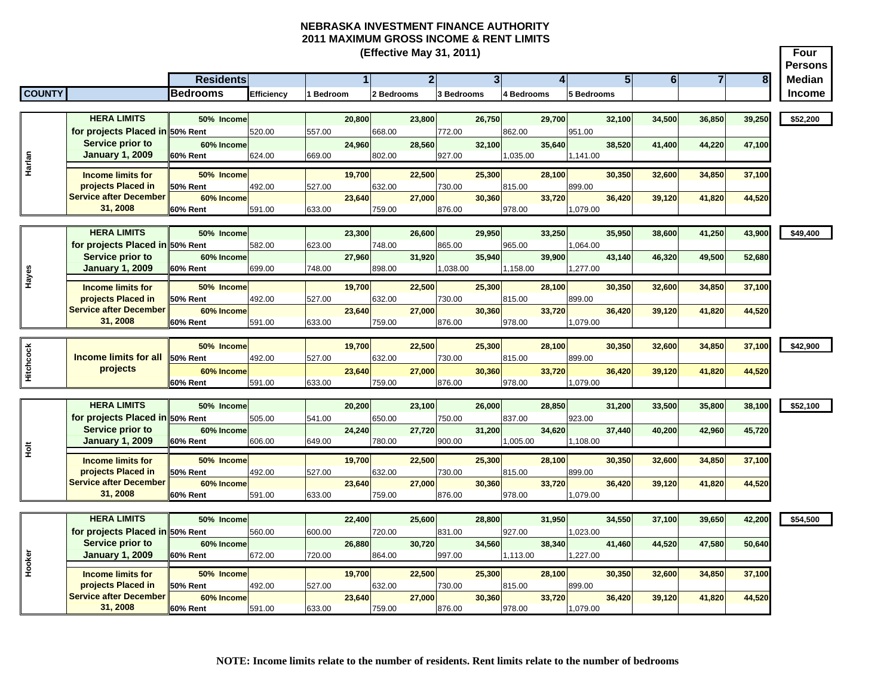# NEBRASKA INVESTMENT FINANCE AUTHORITY
## 2011 MAXIMUM GROSS INCOME & RENT LIMITS
### (Effective May 31, 2011)

| COUNTY | | Residents / Bedrooms | Efficiency | 1 / 1 Bedroom | 2 / 2 Bedrooms | 3 / 3 Bedrooms | 4 / 4 Bedrooms | 5 / 5 Bedrooms | 6 | 7 | 8 | Four Persons Median Income |
|---|---|---|---|---|---|---|---|---|---|---|---|---|
| Harlan | HERA LIMITS for projects Placed in Service prior to January 1, 2009 | 50% Income | | 20,800 | 23,800 | 26,750 | 29,700 | 32,100 | 34,500 | 36,850 | 39,250 | $52,200 |
| | | 50% Rent | 520.00 | 557.00 | 668.00 | 772.00 | 862.00 | 951.00 | | | | |
| | | 60% Income | | 24,960 | 28,560 | 32,100 | 35,640 | 38,520 | 41,400 | 44,220 | 47,100 | |
| | | 60% Rent | 624.00 | 669.00 | 802.00 | 927.00 | 1,035.00 | 1,141.00 | | | | |
| | Income limits for projects Placed in Service after December 31, 2008 | 50% Income | | 19,700 | 22,500 | 25,300 | 28,100 | 30,350 | 32,600 | 34,850 | 37,100 | |
| | | 50% Rent | 492.00 | 527.00 | 632.00 | 730.00 | 815.00 | 899.00 | | | | |
| | | 60% Income | | 23,640 | 27,000 | 30,360 | 33,720 | 36,420 | 39,120 | 41,820 | 44,520 | |
| | | 60% Rent | 591.00 | 633.00 | 759.00 | 876.00 | 978.00 | 1,079.00 | | | | |
| Hayes | HERA LIMITS for projects Placed in Service prior to January 1, 2009 | 50% Income | | 23,300 | 26,600 | 29,950 | 33,250 | 35,950 | 38,600 | 41,250 | 43,900 | $49,400 |
| | | 50% Rent | 582.00 | 623.00 | 748.00 | 865.00 | 965.00 | 1,064.00 | | | | |
| | | 60% Income | | 27,960 | 31,920 | 35,940 | 39,900 | 43,140 | 46,320 | 49,500 | 52,680 | |
| | | 60% Rent | 699.00 | 748.00 | 898.00 | 1,038.00 | 1,158.00 | 1,277.00 | | | | |
| | Income limits for projects Placed in Service after December 31, 2008 | 50% Income | | 19,700 | 22,500 | 25,300 | 28,100 | 30,350 | 32,600 | 34,850 | 37,100 | |
| | | 50% Rent | 492.00 | 527.00 | 632.00 | 730.00 | 815.00 | 899.00 | | | | |
| | | 60% Income | | 23,640 | 27,000 | 30,360 | 33,720 | 36,420 | 39,120 | 41,820 | 44,520 | |
| | | 60% Rent | 591.00 | 633.00 | 759.00 | 876.00 | 978.00 | 1,079.00 | | | | |
| Hitchcock | Income limits for all projects | 50% Income | | 19,700 | 22,500 | 25,300 | 28,100 | 30,350 | 32,600 | 34,850 | 37,100 | $42,900 |
| | | 50% Rent | 492.00 | 527.00 | 632.00 | 730.00 | 815.00 | 899.00 | | | | |
| | | 60% Income | | 23,640 | 27,000 | 30,360 | 33,720 | 36,420 | 39,120 | 41,820 | 44,520 | |
| | | 60% Rent | 591.00 | 633.00 | 759.00 | 876.00 | 978.00 | 1,079.00 | | | | |
| Holt | HERA LIMITS for projects Placed in Service prior to January 1, 2009 | 50% Income | | 20,200 | 23,100 | 26,000 | 28,850 | 31,200 | 33,500 | 35,800 | 38,100 | $52,100 |
| | | 50% Rent | 505.00 | 541.00 | 650.00 | 750.00 | 837.00 | 923.00 | | | | |
| | | 60% Income | | 24,240 | 27,720 | 31,200 | 34,620 | 37,440 | 40,200 | 42,960 | 45,720 | |
| | | 60% Rent | 606.00 | 649.00 | 780.00 | 900.00 | 1,005.00 | 1,108.00 | | | | |
| | Income limits for projects Placed in Service after December 31, 2008 | 50% Income | | 19,700 | 22,500 | 25,300 | 28,100 | 30,350 | 32,600 | 34,850 | 37,100 | |
| | | 50% Rent | 492.00 | 527.00 | 632.00 | 730.00 | 815.00 | 899.00 | | | | |
| | | 60% Income | | 23,640 | 27,000 | 30,360 | 33,720 | 36,420 | 39,120 | 41,820 | 44,520 | |
| | | 60% Rent | 591.00 | 633.00 | 759.00 | 876.00 | 978.00 | 1,079.00 | | | | |
| Hooker | HERA LIMITS for projects Placed in Service prior to January 1, 2009 | 50% Income | | 22,400 | 25,600 | 28,800 | 31,950 | 34,550 | 37,100 | 39,650 | 42,200 | $54,500 |
| | | 50% Rent | 560.00 | 600.00 | 720.00 | 831.00 | 927.00 | 1,023.00 | | | | |
| | | 60% Income | | 26,880 | 30,720 | 34,560 | 38,340 | 41,460 | 44,520 | 47,580 | 50,640 | |
| | | 60% Rent | 672.00 | 720.00 | 864.00 | 997.00 | 1,113.00 | 1,227.00 | | | | |
| | Income limits for projects Placed in Service after December 31, 2008 | 50% Income | | 19,700 | 22,500 | 25,300 | 28,100 | 30,350 | 32,600 | 34,850 | 37,100 | |
| | | 50% Rent | 492.00 | 527.00 | 632.00 | 730.00 | 815.00 | 899.00 | | | | |
| | | 60% Income | | 23,640 | 27,000 | 30,360 | 33,720 | 36,420 | 39,120 | 41,820 | 44,520 | |
| | | 60% Rent | 591.00 | 633.00 | 759.00 | 876.00 | 978.00 | 1,079.00 | | | | |

**NOTE: Income limits relate to the number of residents. Rent limits relate to the number of bedrooms**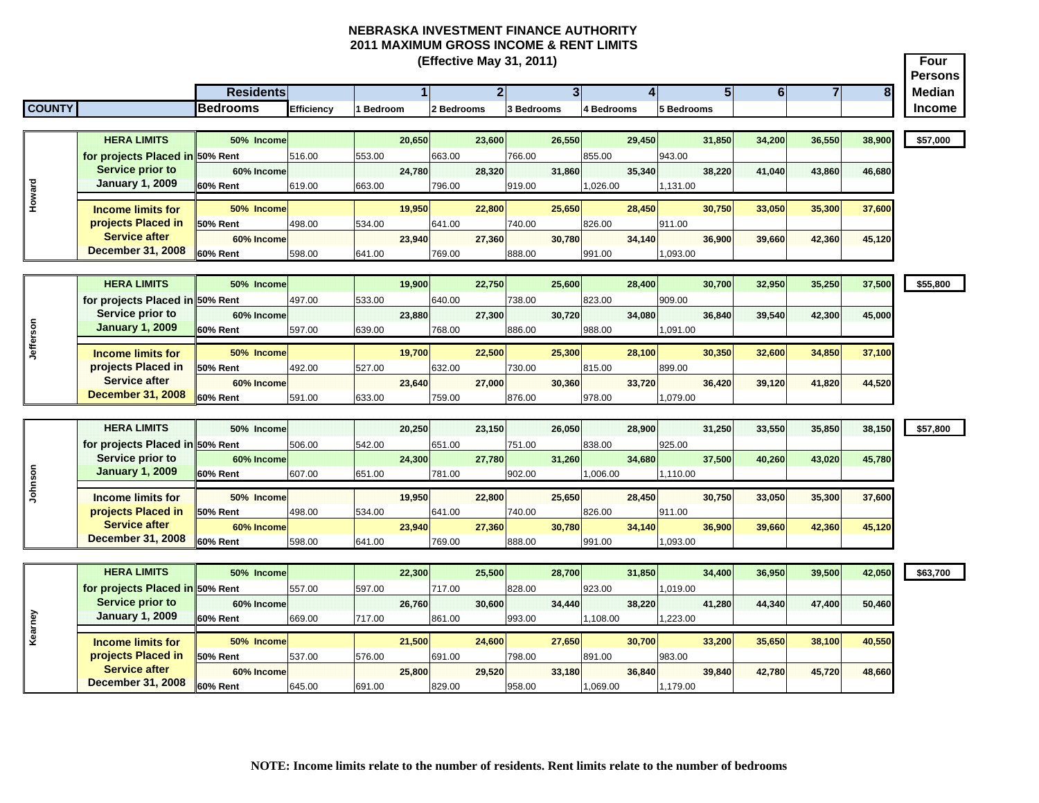# NEBRASKA INVESTMENT FINANCE AUTHORITY
## 2011 MAXIMUM GROSS INCOME & RENT LIMITS
### (Effective May 31, 2011)

| COUNTY | | Residents / Bedrooms | Efficiency | 1 / 1 Bedroom | 2 / 2 Bedrooms | 3 / 3 Bedrooms | 4 / 4 Bedrooms | 5 / 5 Bedrooms | 6 | 7 | 8 | Four Persons Median Income |
|---|---|---|---|---|---|---|---|---|---|---|---|---|
| Howard | HERA LIMITS for projects Placed in Service prior to January 1, 2009 | 50% Income | | 20,650 | 23,600 | 26,550 | 29,450 | 31,850 | 34,200 | 36,550 | 38,900 | $57,000 |
| | | 50% Rent | 516.00 | 553.00 | 663.00 | 766.00 | 855.00 | 943.00 | | | | |
| | | 60% Income | | 24,780 | 28,320 | 31,860 | 35,340 | 38,220 | 41,040 | 43,860 | 46,680 | |
| | | 60% Rent | 619.00 | 663.00 | 796.00 | 919.00 | 1,026.00 | 1,131.00 | | | | |
| | Income limits for projects Placed in Service after December 31, 2008 | 50% Income | | 19,950 | 22,800 | 25,650 | 28,450 | 30,750 | 33,050 | 35,300 | 37,600 | |
| | | 50% Rent | 498.00 | 534.00 | 641.00 | 740.00 | 826.00 | 911.00 | | | | |
| | | 60% Income | | 23,940 | 27,360 | 30,780 | 34,140 | 36,900 | 39,660 | 42,360 | 45,120 | |
| | | 60% Rent | 598.00 | 641.00 | 769.00 | 888.00 | 991.00 | 1,093.00 | | | | |
| Jefferson | HERA LIMITS for projects Placed in Service prior to January 1, 2009 | 50% Income | | 19,900 | 22,750 | 25,600 | 28,400 | 30,700 | 32,950 | 35,250 | 37,500 | $55,800 |
| | | 50% Rent | 497.00 | 533.00 | 640.00 | 738.00 | 823.00 | 909.00 | | | | |
| | | 60% Income | | 23,880 | 27,300 | 30,720 | 34,080 | 36,840 | 39,540 | 42,300 | 45,000 | |
| | | 60% Rent | 597.00 | 639.00 | 768.00 | 886.00 | 988.00 | 1,091.00 | | | | |
| | Income limits for projects Placed in Service after December 31, 2008 | 50% Income | | 19,700 | 22,500 | 25,300 | 28,100 | 30,350 | 32,600 | 34,850 | 37,100 | |
| | | 50% Rent | 492.00 | 527.00 | 632.00 | 730.00 | 815.00 | 899.00 | | | | |
| | | 60% Income | | 23,640 | 27,000 | 30,360 | 33,720 | 36,420 | 39,120 | 41,820 | 44,520 | |
| | | 60% Rent | 591.00 | 633.00 | 759.00 | 876.00 | 978.00 | 1,079.00 | | | | |
| Johnson | HERA LIMITS for projects Placed in Service prior to January 1, 2009 | 50% Income | | 20,250 | 23,150 | 26,050 | 28,900 | 31,250 | 33,550 | 35,850 | 38,150 | $57,800 |
| | | 50% Rent | 506.00 | 542.00 | 651.00 | 751.00 | 838.00 | 925.00 | | | | |
| | | 60% Income | | 24,300 | 27,780 | 31,260 | 34,680 | 37,500 | 40,260 | 43,020 | 45,780 | |
| | | 60% Rent | 607.00 | 651.00 | 781.00 | 902.00 | 1,006.00 | 1,110.00 | | | | |
| | Income limits for projects Placed in Service after December 31, 2008 | 50% Income | | 19,950 | 22,800 | 25,650 | 28,450 | 30,750 | 33,050 | 35,300 | 37,600 | |
| | | 50% Rent | 498.00 | 534.00 | 641.00 | 740.00 | 826.00 | 911.00 | | | | |
| | | 60% Income | | 23,940 | 27,360 | 30,780 | 34,140 | 36,900 | 39,660 | 42,360 | 45,120 | |
| | | 60% Rent | 598.00 | 641.00 | 769.00 | 888.00 | 991.00 | 1,093.00 | | | | |
| Kearney | HERA LIMITS for projects Placed in Service prior to January 1, 2009 | 50% Income | | 22,300 | 25,500 | 28,700 | 31,850 | 34,400 | 36,950 | 39,500 | 42,050 | $63,700 |
| | | 50% Rent | 557.00 | 597.00 | 717.00 | 828.00 | 923.00 | 1,019.00 | | | | |
| | | 60% Income | | 26,760 | 30,600 | 34,440 | 38,220 | 41,280 | 44,340 | 47,400 | 50,460 | |
| | | 60% Rent | 669.00 | 717.00 | 861.00 | 993.00 | 1,108.00 | 1,223.00 | | | | |
| | Income limits for projects Placed in Service after December 31, 2008 | 50% Income | | 21,500 | 24,600 | 27,650 | 30,700 | 33,200 | 35,650 | 38,100 | 40,550 | |
| | | 50% Rent | 537.00 | 576.00 | 691.00 | 798.00 | 891.00 | 983.00 | | | | |
| | | 60% Income | | 25,800 | 29,520 | 33,180 | 36,840 | 39,840 | 42,780 | 45,720 | 48,660 | |
| | | 60% Rent | 645.00 | 691.00 | 829.00 | 958.00 | 1,069.00 | 1,179.00 | | | | |

**NOTE: Income limits relate to the number of residents. Rent limits relate to the number of bedrooms**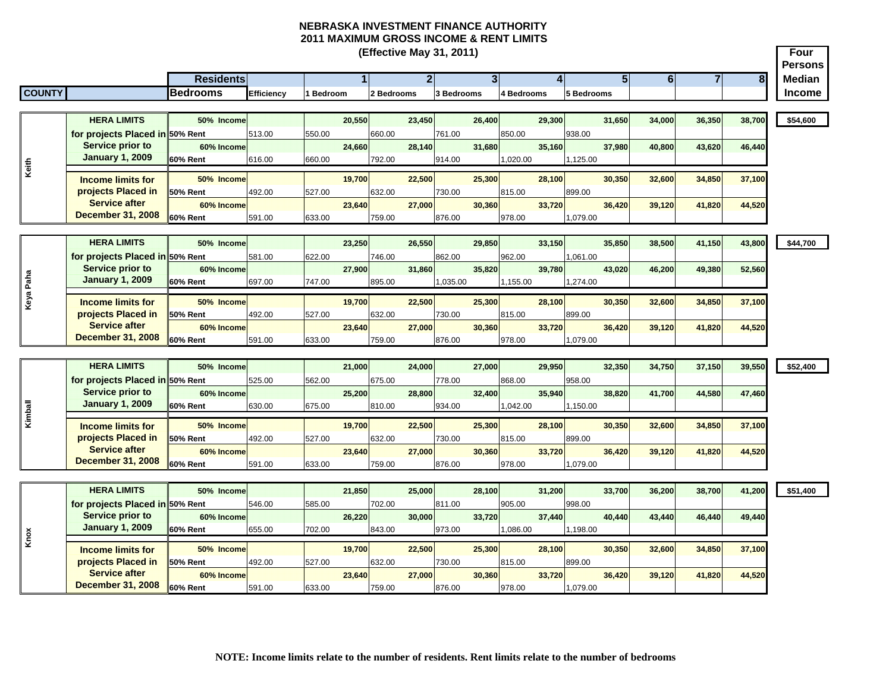# NEBRASKA INVESTMENT FINANCE AUTHORITY
## 2011 MAXIMUM GROSS INCOME & RENT LIMITS
### (Effective May 31, 2011)

| COUNTY | | Residents / Bedrooms | Efficiency | 1 / 1 Bedroom | 2 / 2 Bedrooms | 3 / 3 Bedrooms | 4 / 4 Bedrooms | 5 / 5 Bedrooms | 6 | 7 | 8 | Four Persons Median Income |
|---|---|---|---|---|---|---|---|---|---|---|---|---|
| Keith | HERA LIMITS for projects Placed in Service prior to January 1, 2009 | 50% Income | | 20,550 | 23,450 | 26,400 | 29,300 | 31,650 | 34,000 | 36,350 | 38,700 | $54,600 |
| | | 50% Rent | 513.00 | 550.00 | 660.00 | 761.00 | 850.00 | 938.00 | | | | |
| | | 60% Income | | 24,660 | 28,140 | 31,680 | 35,160 | 37,980 | 40,800 | 43,620 | 46,440 | |
| | | 60% Rent | 616.00 | 660.00 | 792.00 | 914.00 | 1,020.00 | 1,125.00 | | | | |
| | Income limits for projects Placed in Service after December 31, 2008 | 50% Income | | 19,700 | 22,500 | 25,300 | 28,100 | 30,350 | 32,600 | 34,850 | 37,100 | |
| | | 50% Rent | 492.00 | 527.00 | 632.00 | 730.00 | 815.00 | 899.00 | | | | |
| | | 60% Income | | 23,640 | 27,000 | 30,360 | 33,720 | 36,420 | 39,120 | 41,820 | 44,520 | |
| | | 60% Rent | 591.00 | 633.00 | 759.00 | 876.00 | 978.00 | 1,079.00 | | | | |
| Keya Paha | HERA LIMITS for projects Placed in Service prior to January 1, 2009 | 50% Income | | 23,250 | 26,550 | 29,850 | 33,150 | 35,850 | 38,500 | 41,150 | 43,800 | $44,700 |
| | | 50% Rent | 581.00 | 622.00 | 746.00 | 862.00 | 962.00 | 1,061.00 | | | | |
| | | 60% Income | | 27,900 | 31,860 | 35,820 | 39,780 | 43,020 | 46,200 | 49,380 | 52,560 | |
| | | 60% Rent | 697.00 | 747.00 | 895.00 | 1,035.00 | 1,155.00 | 1,274.00 | | | | |
| | Income limits for projects Placed in Service after December 31, 2008 | 50% Income | | 19,700 | 22,500 | 25,300 | 28,100 | 30,350 | 32,600 | 34,850 | 37,100 | |
| | | 50% Rent | 492.00 | 527.00 | 632.00 | 730.00 | 815.00 | 899.00 | | | | |
| | | 60% Income | | 23,640 | 27,000 | 30,360 | 33,720 | 36,420 | 39,120 | 41,820 | 44,520 | |
| | | 60% Rent | 591.00 | 633.00 | 759.00 | 876.00 | 978.00 | 1,079.00 | | | | |
| Kimball | HERA LIMITS for projects Placed in Service prior to January 1, 2009 | 50% Income | | 21,000 | 24,000 | 27,000 | 29,950 | 32,350 | 34,750 | 37,150 | 39,550 | $52,400 |
| | | 50% Rent | 525.00 | 562.00 | 675.00 | 778.00 | 868.00 | 958.00 | | | | |
| | | 60% Income | | 25,200 | 28,800 | 32,400 | 35,940 | 38,820 | 41,700 | 44,580 | 47,460 | |
| | | 60% Rent | 630.00 | 675.00 | 810.00 | 934.00 | 1,042.00 | 1,150.00 | | | | |
| | Income limits for projects Placed in Service after December 31, 2008 | 50% Income | | 19,700 | 22,500 | 25,300 | 28,100 | 30,350 | 32,600 | 34,850 | 37,100 | |
| | | 50% Rent | 492.00 | 527.00 | 632.00 | 730.00 | 815.00 | 899.00 | | | | |
| | | 60% Income | | 23,640 | 27,000 | 30,360 | 33,720 | 36,420 | 39,120 | 41,820 | 44,520 | |
| | | 60% Rent | 591.00 | 633.00 | 759.00 | 876.00 | 978.00 | 1,079.00 | | | | |
| Knox | HERA LIMITS for projects Placed in Service prior to January 1, 2009 | 50% Income | | 21,850 | 25,000 | 28,100 | 31,200 | 33,700 | 36,200 | 38,700 | 41,200 | $51,400 |
| | | 50% Rent | 546.00 | 585.00 | 702.00 | 811.00 | 905.00 | 998.00 | | | | |
| | | 60% Income | | 26,220 | 30,000 | 33,720 | 37,440 | 40,440 | 43,440 | 46,440 | 49,440 | |
| | | 60% Rent | 655.00 | 702.00 | 843.00 | 973.00 | 1,086.00 | 1,198.00 | | | | |
| | Income limits for projects Placed in Service after December 31, 2008 | 50% Income | | 19,700 | 22,500 | 25,300 | 28,100 | 30,350 | 32,600 | 34,850 | 37,100 | |
| | | 50% Rent | 492.00 | 527.00 | 632.00 | 730.00 | 815.00 | 899.00 | | | | |
| | | 60% Income | | 23,640 | 27,000 | 30,360 | 33,720 | 36,420 | 39,120 | 41,820 | 44,520 | |
| | | 60% Rent | 591.00 | 633.00 | 759.00 | 876.00 | 978.00 | 1,079.00 | | | | |

**NOTE: Income limits relate to the number of residents. Rent limits relate to the number of bedrooms**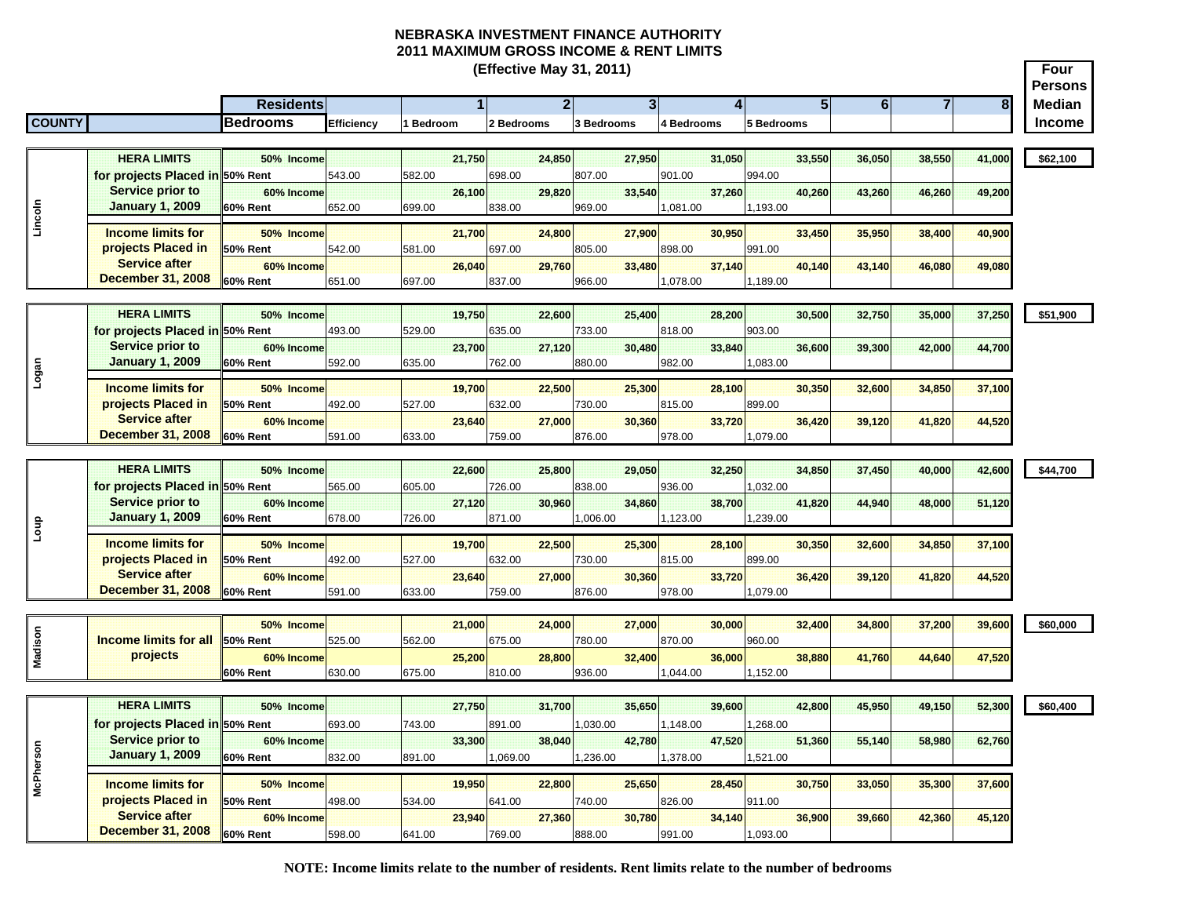# NEBRASKA INVESTMENT FINANCE AUTHORITY
## 2011 MAXIMUM GROSS INCOME & RENT LIMITS
### (Effective May 31, 2011)

| COUNTY | | Residents / Bedrooms | Efficiency | 1 / 1 Bedroom | 2 / 2 Bedrooms | 3 / 3 Bedrooms | 4 / 4 Bedrooms | 5 / 5 Bedrooms | 6 | 7 | 8 | Four Persons Median Income |
|---|---|---|---|---|---|---|---|---|---|---|---|---|
| Lincoln | HERA LIMITS for projects Placed in Service prior to January 1, 2009 | 50% Income | | 21,750 | 24,850 | 27,950 | 31,050 | 33,550 | 36,050 | 38,550 | 41,000 | $62,100 |
| | | 50% Rent | 543.00 | 582.00 | 698.00 | 807.00 | 901.00 | 994.00 | | | | |
| | | 60% Income | | 26,100 | 29,820 | 33,540 | 37,260 | 40,260 | 43,260 | 46,260 | 49,200 | |
| | | 60% Rent | 652.00 | 699.00 | 838.00 | 969.00 | 1,081.00 | 1,193.00 | | | | |
| | Income limits for projects Placed in Service after December 31, 2008 | 50% Income | | 21,700 | 24,800 | 27,900 | 30,950 | 33,450 | 35,950 | 38,400 | 40,900 | |
| | | 50% Rent | 542.00 | 581.00 | 697.00 | 805.00 | 898.00 | 991.00 | | | | |
| | | 60% Income | | 26,040 | 29,760 | 33,480 | 37,140 | 40,140 | 43,140 | 46,080 | 49,080 | |
| | | 60% Rent | 651.00 | 697.00 | 837.00 | 966.00 | 1,078.00 | 1,189.00 | | | | |
| Logan | HERA LIMITS for projects Placed in Service prior to January 1, 2009 | 50% Income | | 19,750 | 22,600 | 25,400 | 28,200 | 30,500 | 32,750 | 35,000 | 37,250 | $51,900 |
| | | 50% Rent | 493.00 | 529.00 | 635.00 | 733.00 | 818.00 | 903.00 | | | | |
| | | 60% Income | | 23,700 | 27,120 | 30,480 | 33,840 | 36,600 | 39,300 | 42,000 | 44,700 | |
| | | 60% Rent | 592.00 | 635.00 | 762.00 | 880.00 | 982.00 | 1,083.00 | | | | |
| | Income limits for projects Placed in Service after December 31, 2008 | 50% Income | | 19,700 | 22,500 | 25,300 | 28,100 | 30,350 | 32,600 | 34,850 | 37,100 | |
| | | 50% Rent | 492.00 | 527.00 | 632.00 | 730.00 | 815.00 | 899.00 | | | | |
| | | 60% Income | | 23,640 | 27,000 | 30,360 | 33,720 | 36,420 | 39,120 | 41,820 | 44,520 | |
| | | 60% Rent | 591.00 | 633.00 | 759.00 | 876.00 | 978.00 | 1,079.00 | | | | |
| Loup | HERA LIMITS for projects Placed in Service prior to January 1, 2009 | 50% Income | | 22,600 | 25,800 | 29,050 | 32,250 | 34,850 | 37,450 | 40,000 | 42,600 | $44,700 |
| | | 50% Rent | 565.00 | 605.00 | 726.00 | 838.00 | 936.00 | 1,032.00 | | | | |
| | | 60% Income | | 27,120 | 30,960 | 34,860 | 38,700 | 41,820 | 44,940 | 48,000 | 51,120 | |
| | | 60% Rent | 678.00 | 726.00 | 871.00 | 1,006.00 | 1,123.00 | 1,239.00 | | | | |
| | Income limits for projects Placed in Service after December 31, 2008 | 50% Income | | 19,700 | 22,500 | 25,300 | 28,100 | 30,350 | 32,600 | 34,850 | 37,100 | |
| | | 50% Rent | 492.00 | 527.00 | 632.00 | 730.00 | 815.00 | 899.00 | | | | |
| | | 60% Income | | 23,640 | 27,000 | 30,360 | 33,720 | 36,420 | 39,120 | 41,820 | 44,520 | |
| | | 60% Rent | 591.00 | 633.00 | 759.00 | 876.00 | 978.00 | 1,079.00 | | | | |
| Madison | Income limits for all projects | 50% Income | | 21,000 | 24,000 | 27,000 | 30,000 | 32,400 | 34,800 | 37,200 | 39,600 | $60,000 |
| | | 50% Rent | 525.00 | 562.00 | 675.00 | 780.00 | 870.00 | 960.00 | | | | |
| | | 60% Income | | 25,200 | 28,800 | 32,400 | 36,000 | 38,880 | 41,760 | 44,640 | 47,520 | |
| | | 60% Rent | 630.00 | 675.00 | 810.00 | 936.00 | 1,044.00 | 1,152.00 | | | | |
| McPherson | HERA LIMITS for projects Placed in Service prior to January 1, 2009 | 50% Income | | 27,750 | 31,700 | 35,650 | 39,600 | 42,800 | 45,950 | 49,150 | 52,300 | $60,400 |
| | | 50% Rent | 693.00 | 743.00 | 891.00 | 1,030.00 | 1,148.00 | 1,268.00 | | | | |
| | | 60% Income | | 33,300 | 38,040 | 42,780 | 47,520 | 51,360 | 55,140 | 58,980 | 62,760 | |
| | | 60% Rent | 832.00 | 891.00 | 1,069.00 | 1,236.00 | 1,378.00 | 1,521.00 | | | | |
| | Income limits for projects Placed in Service after December 31, 2008 | 50% Income | | 19,950 | 22,800 | 25,650 | 28,450 | 30,750 | 33,050 | 35,300 | 37,600 | |
| | | 50% Rent | 498.00 | 534.00 | 641.00 | 740.00 | 826.00 | 911.00 | | | | |
| | | 60% Income | | 23,940 | 27,360 | 30,780 | 34,140 | 36,900 | 39,660 | 42,360 | 45,120 | |
| | | 60% Rent | 598.00 | 641.00 | 769.00 | 888.00 | 991.00 | 1,093.00 | | | | |

**NOTE: Income limits relate to the number of residents. Rent limits relate to the number of bedrooms**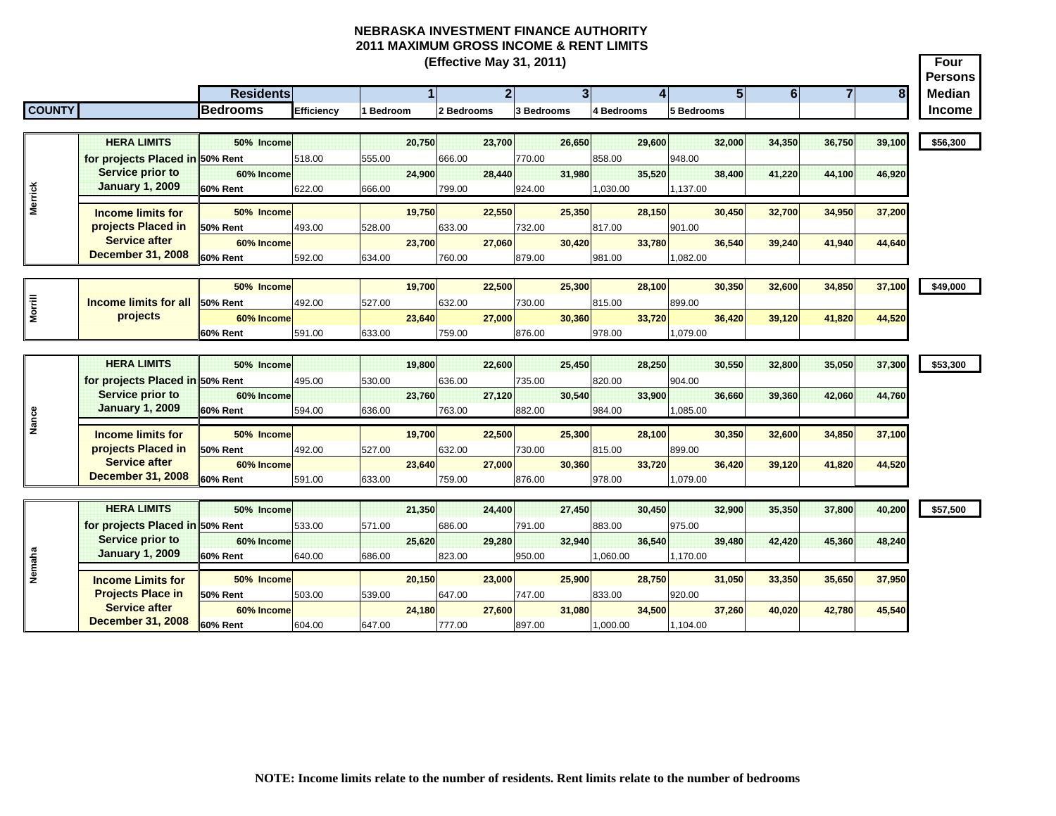**NEBRASKA INVESTMENT FINANCE AUTHORITY**
**2011 MAXIMUM GROSS INCOME & RENT LIMITS**
**(Effective May 31, 2011)**

| COUNTY | | Residents / Bedrooms | Efficiency | 1 / 1 Bedroom | 2 / 2 Bedrooms | 3 / 3 Bedrooms | 4 / 4 Bedrooms | 5 / 5 Bedrooms | 6 | 7 | 8 | Four Persons Median Income |
|---|---|---|---|---|---|---|---|---|---|---|---|---|
| Merrick | HERA LIMITS for projects Placed in Service prior to January 1, 2009 | 50% Income | | 20,750 | 23,700 | 26,650 | 29,600 | 32,000 | 34,350 | 36,750 | 39,100 | $56,300 |
| | | 50% Rent | 518.00 | 555.00 | 666.00 | 770.00 | 858.00 | 948.00 | | | | |
| | | 60% Income | | 24,900 | 28,440 | 31,980 | 35,520 | 38,400 | 41,220 | 44,100 | 46,920 | |
| | | 60% Rent | 622.00 | 666.00 | 799.00 | 924.00 | 1,030.00 | 1,137.00 | | | | |
| | Income limits for projects Placed in Service after December 31, 2008 | 50% Income | | 19,750 | 22,550 | 25,350 | 28,150 | 30,450 | 32,700 | 34,950 | 37,200 | |
| | | 50% Rent | 493.00 | 528.00 | 633.00 | 732.00 | 817.00 | 901.00 | | | | |
| | | 60% Income | | 23,700 | 27,060 | 30,420 | 33,780 | 36,540 | 39,240 | 41,940 | 44,640 | |
| | | 60% Rent | 592.00 | 634.00 | 760.00 | 879.00 | 981.00 | 1,082.00 | | | | |
| Morrill | Income limits for all projects | 50% Income | | 19,700 | 22,500 | 25,300 | 28,100 | 30,350 | 32,600 | 34,850 | 37,100 | $49,000 |
| | | 50% Rent | 492.00 | 527.00 | 632.00 | 730.00 | 815.00 | 899.00 | | | | |
| | | 60% Income | | 23,640 | 27,000 | 30,360 | 33,720 | 36,420 | 39,120 | 41,820 | 44,520 | |
| | | 60% Rent | 591.00 | 633.00 | 759.00 | 876.00 | 978.00 | 1,079.00 | | | | |
| Nance | HERA LIMITS for projects Placed in Service prior to January 1, 2009 | 50% Income | | 19,800 | 22,600 | 25,450 | 28,250 | 30,550 | 32,800 | 35,050 | 37,300 | $53,300 |
| | | 50% Rent | 495.00 | 530.00 | 636.00 | 735.00 | 820.00 | 904.00 | | | | |
| | | 60% Income | | 23,760 | 27,120 | 30,540 | 33,900 | 36,660 | 39,360 | 42,060 | 44,760 | |
| | | 60% Rent | 594.00 | 636.00 | 763.00 | 882.00 | 984.00 | 1,085.00 | | | | |
| | Income limits for projects Placed in Service after December 31, 2008 | 50% Income | | 19,700 | 22,500 | 25,300 | 28,100 | 30,350 | 32,600 | 34,850 | 37,100 | |
| | | 50% Rent | 492.00 | 527.00 | 632.00 | 730.00 | 815.00 | 899.00 | | | | |
| | | 60% Income | | 23,640 | 27,000 | 30,360 | 33,720 | 36,420 | 39,120 | 41,820 | 44,520 | |
| | | 60% Rent | 591.00 | 633.00 | 759.00 | 876.00 | 978.00 | 1,079.00 | | | | |
| Nemaha | HERA LIMITS for projects Placed in Service prior to January 1, 2009 | 50% Income | | 21,350 | 24,400 | 27,450 | 30,450 | 32,900 | 35,350 | 37,800 | 40,200 | $57,500 |
| | | 50% Rent | 533.00 | 571.00 | 686.00 | 791.00 | 883.00 | 975.00 | | | | |
| | | 60% Income | | 25,620 | 29,280 | 32,940 | 36,540 | 39,480 | 42,420 | 45,360 | 48,240 | |
| | | 60% Rent | 640.00 | 686.00 | 823.00 | 950.00 | 1,060.00 | 1,170.00 | | | | |
| | Income Limits for Projects Place in Service after December 31, 2008 | 50% Income | | 20,150 | 23,000 | 25,900 | 28,750 | 31,050 | 33,350 | 35,650 | 37,950 | |
| | | 50% Rent | 503.00 | 539.00 | 647.00 | 747.00 | 833.00 | 920.00 | | | | |
| | | 60% Income | | 24,180 | 27,600 | 31,080 | 34,500 | 37,260 | 40,020 | 42,780 | 45,540 | |
| | | 60% Rent | 604.00 | 647.00 | 777.00 | 897.00 | 1,000.00 | 1,104.00 | | | | |

**NOTE: Income limits relate to the number of residents. Rent limits relate to the number of bedrooms**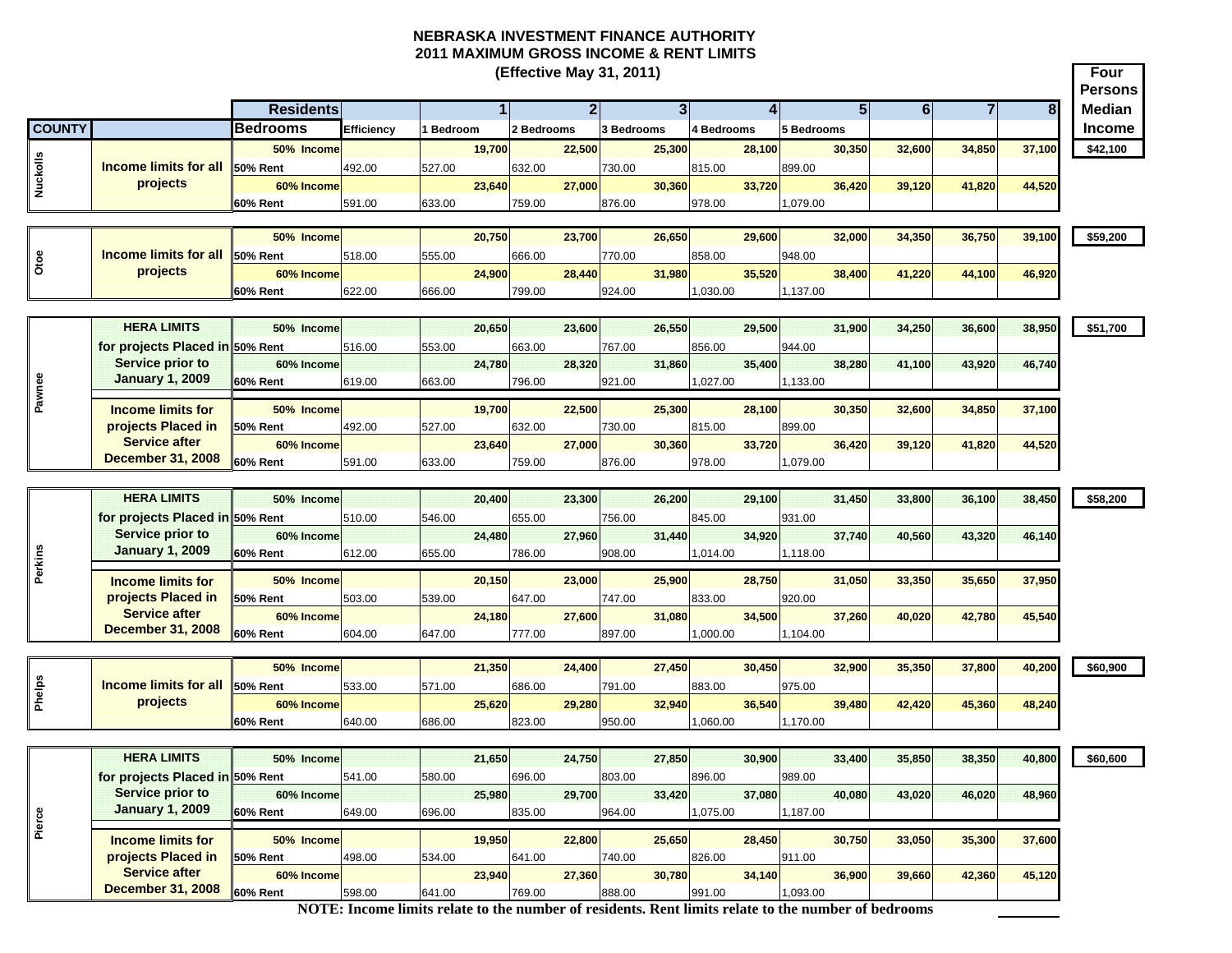# NEBRASKA INVESTMENT FINANCE AUTHORITY
## 2011 MAXIMUM GROSS INCOME & RENT LIMITS
### (Effective May 31, 2011)

| COUNTY | | Residents / Bedrooms | Efficiency | 1 / 1 Bedroom | 2 / 2 Bedrooms | 3 / 3 Bedrooms | 4 / 4 Bedrooms | 5 / 5 Bedrooms | 6 | 7 | 8 | Four Persons Median Income |
|---|---|---|---|---|---|---|---|---|---|---|---|---|
| Nuckolls | Income limits for all projects | 50% Income | | 19,700 | 22,500 | 25,300 | 28,100 | 30,350 | 32,600 | 34,850 | 37,100 | $42,100 |
| | | 50% Rent | 492.00 | 527.00 | 632.00 | 730.00 | 815.00 | 899.00 | | | | |
| | | 60% Income | | 23,640 | 27,000 | 30,360 | 33,720 | 36,420 | 39,120 | 41,820 | 44,520 | |
| | | 60% Rent | 591.00 | 633.00 | 759.00 | 876.00 | 978.00 | 1,079.00 | | | | |
| Otoe | Income limits for all projects | 50% Income | | 20,750 | 23,700 | 26,650 | 29,600 | 32,000 | 34,350 | 36,750 | 39,100 | $59,200 |
| | | 50% Rent | 518.00 | 555.00 | 666.00 | 770.00 | 858.00 | 948.00 | | | | |
| | | 60% Income | | 24,900 | 28,440 | 31,980 | 35,520 | 38,400 | 41,220 | 44,100 | 46,920 | |
| | | 60% Rent | 622.00 | 666.00 | 799.00 | 924.00 | 1,030.00 | 1,137.00 | | | | |
| Pawnee | HERA LIMITS for projects Placed in Service prior to January 1, 2009 | 50% Income | | 20,650 | 23,600 | 26,550 | 29,500 | 31,900 | 34,250 | 36,600 | 38,950 | $51,700 |
| | | 50% Rent | 516.00 | 553.00 | 663.00 | 767.00 | 856.00 | 944.00 | | | | |
| | | 60% Income | | 24,780 | 28,320 | 31,860 | 35,400 | 38,280 | 41,100 | 43,920 | 46,740 | |
| | | 60% Rent | 619.00 | 663.00 | 796.00 | 921.00 | 1,027.00 | 1,133.00 | | | | |
| | Income limits for projects Placed in Service after December 31, 2008 | 50% Income | | 19,700 | 22,500 | 25,300 | 28,100 | 30,350 | 32,600 | 34,850 | 37,100 | |
| | | 50% Rent | 492.00 | 527.00 | 632.00 | 730.00 | 815.00 | 899.00 | | | | |
| | | 60% Income | | 23,640 | 27,000 | 30,360 | 33,720 | 36,420 | 39,120 | 41,820 | 44,520 | |
| | | 60% Rent | 591.00 | 633.00 | 759.00 | 876.00 | 978.00 | 1,079.00 | | | | |
| Perkins | HERA LIMITS for projects Placed in Service prior to January 1, 2009 | 50% Income | | 20,400 | 23,300 | 26,200 | 29,100 | 31,450 | 33,800 | 36,100 | 38,450 | $58,200 |
| | | 50% Rent | 510.00 | 546.00 | 655.00 | 756.00 | 845.00 | 931.00 | | | | |
| | | 60% Income | | 24,480 | 27,960 | 31,440 | 34,920 | 37,740 | 40,560 | 43,320 | 46,140 | |
| | | 60% Rent | 612.00 | 655.00 | 786.00 | 908.00 | 1,014.00 | 1,118.00 | | | | |
| | Income limits for projects Placed in Service after December 31, 2008 | 50% Income | | 20,150 | 23,000 | 25,900 | 28,750 | 31,050 | 33,350 | 35,650 | 37,950 | |
| | | 50% Rent | 503.00 | 539.00 | 647.00 | 747.00 | 833.00 | 920.00 | | | | |
| | | 60% Income | | 24,180 | 27,600 | 31,080 | 34,500 | 37,260 | 40,020 | 42,780 | 45,540 | |
| | | 60% Rent | 604.00 | 647.00 | 777.00 | 897.00 | 1,000.00 | 1,104.00 | | | | |
| Phelps | Income limits for all projects | 50% Income | | 21,350 | 24,400 | 27,450 | 30,450 | 32,900 | 35,350 | 37,800 | 40,200 | $60,900 |
| | | 50% Rent | 533.00 | 571.00 | 686.00 | 791.00 | 883.00 | 975.00 | | | | |
| | | 60% Income | | 25,620 | 29,280 | 32,940 | 36,540 | 39,480 | 42,420 | 45,360 | 48,240 | |
| | | 60% Rent | 640.00 | 686.00 | 823.00 | 950.00 | 1,060.00 | 1,170.00 | | | | |
| Pierce | HERA LIMITS for projects Placed in Service prior to January 1, 2009 | 50% Income | | 21,650 | 24,750 | 27,850 | 30,900 | 33,400 | 35,850 | 38,350 | 40,800 | $60,600 |
| | | 50% Rent | 541.00 | 580.00 | 696.00 | 803.00 | 896.00 | 989.00 | | | | |
| | | 60% Income | | 25,980 | 29,700 | 33,420 | 37,080 | 40,080 | 43,020 | 46,020 | 48,960 | |
| | | 60% Rent | 649.00 | 696.00 | 835.00 | 964.00 | 1,075.00 | 1,187.00 | | | | |
| | Income limits for projects Placed in Service after December 31, 2008 | 50% Income | | 19,950 | 22,800 | 25,650 | 28,450 | 30,750 | 33,050 | 35,300 | 37,600 | |
| | | 50% Rent | 498.00 | 534.00 | 641.00 | 740.00 | 826.00 | 911.00 | | | | |
| | | 60% Income | | 23,940 | 27,360 | 30,780 | 34,140 | 36,900 | 39,660 | 42,360 | 45,120 | |
| | | 60% Rent | 598.00 | 641.00 | 769.00 | 888.00 | 991.00 | 1,093.00 | | | | |

**NOTE: Income limits relate to the number of residents. Rent limits relate to the number of bedrooms**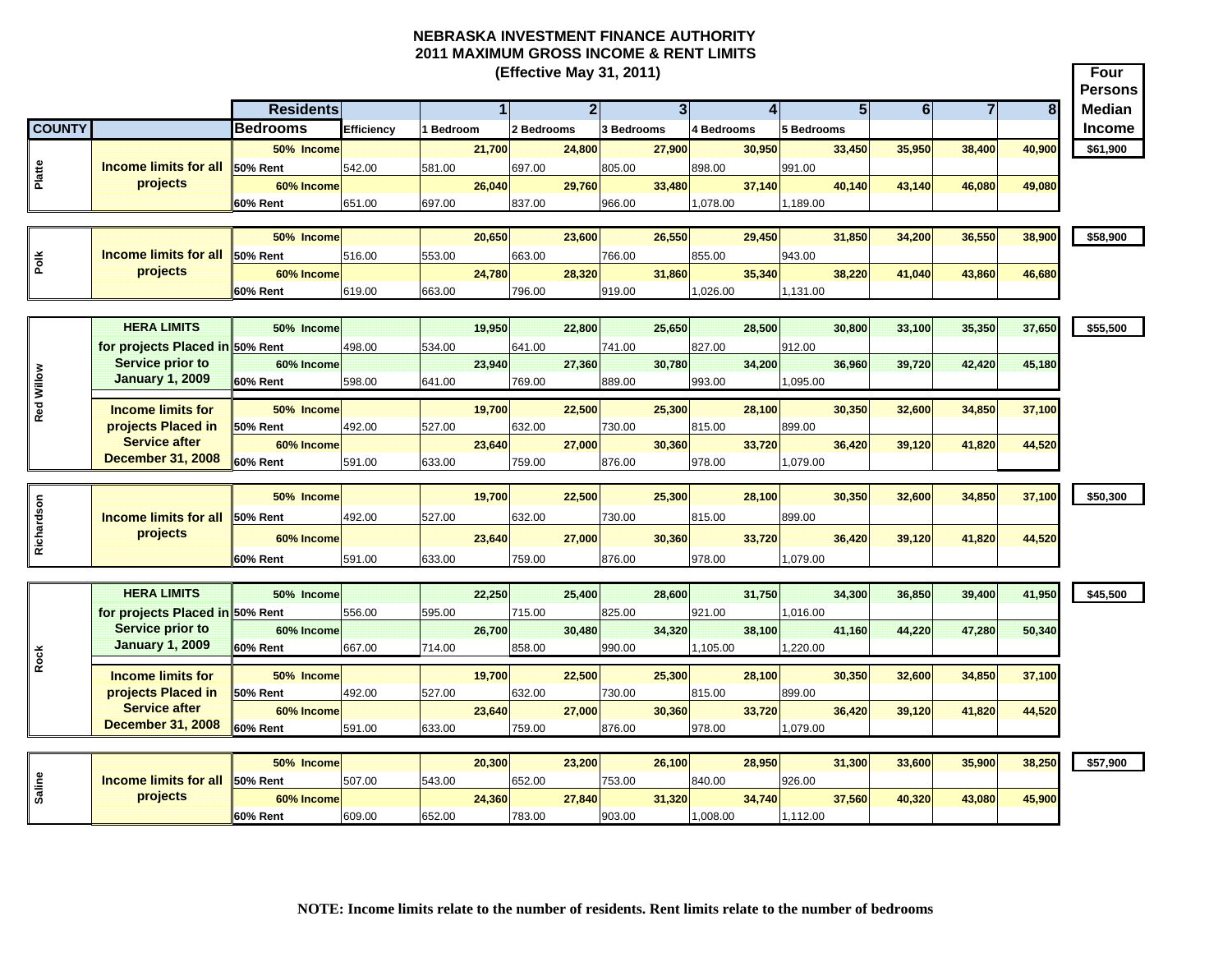# NEBRASKA INVESTMENT FINANCE AUTHORITY
## 2011 MAXIMUM GROSS INCOME & RENT LIMITS
### (Effective May 31, 2011)

| COUNTY | | Residents / Bedrooms | Efficiency | 1 / 1 Bedroom | 2 / 2 Bedrooms | 3 / 3 Bedrooms | 4 / 4 Bedrooms | 5 / 5 Bedrooms | 6 | 7 | 8 | Four Persons Median Income |
|---|---|---|---|---|---|---|---|---|---|---|---|---|
| Platte | Income limits for all projects | 50% Income | | 21,700 | 24,800 | 27,900 | 30,950 | 33,450 | 35,950 | 38,400 | 40,900 | $61,900 |
| | | 50% Rent | 542.00 | 581.00 | 697.00 | 805.00 | 898.00 | 991.00 | | | | |
| | | 60% Income | | 26,040 | 29,760 | 33,480 | 37,140 | 40,140 | 43,140 | 46,080 | 49,080 | |
| | | 60% Rent | 651.00 | 697.00 | 837.00 | 966.00 | 1,078.00 | 1,189.00 | | | | |
| Polk | Income limits for all projects | 50% Income | | 20,650 | 23,600 | 26,550 | 29,450 | 31,850 | 34,200 | 36,550 | 38,900 | $58,900 |
| | | 50% Rent | 516.00 | 553.00 | 663.00 | 766.00 | 855.00 | 943.00 | | | | |
| | | 60% Income | | 24,780 | 28,320 | 31,860 | 35,340 | 38,220 | 41,040 | 43,860 | 46,680 | |
| | | 60% Rent | 619.00 | 663.00 | 796.00 | 919.00 | 1,026.00 | 1,131.00 | | | | |
| Red Willow | HERA LIMITS for projects Placed in Service prior to January 1, 2009 | 50% Income | | 19,950 | 22,800 | 25,650 | 28,500 | 30,800 | 33,100 | 35,350 | 37,650 | $55,500 |
| | | 50% Rent | 498.00 | 534.00 | 641.00 | 741.00 | 827.00 | 912.00 | | | | |
| | | 60% Income | | 23,940 | 27,360 | 30,780 | 34,200 | 36,960 | 39,720 | 42,420 | 45,180 | |
| | | 60% Rent | 598.00 | 641.00 | 769.00 | 889.00 | 993.00 | 1,095.00 | | | | |
| | Income limits for projects Placed in Service after December 31, 2008 | 50% Income | | 19,700 | 22,500 | 25,300 | 28,100 | 30,350 | 32,600 | 34,850 | 37,100 | |
| | | 50% Rent | 492.00 | 527.00 | 632.00 | 730.00 | 815.00 | 899.00 | | | | |
| | | 60% Income | | 23,640 | 27,000 | 30,360 | 33,720 | 36,420 | 39,120 | 41,820 | 44,520 | |
| | | 60% Rent | 591.00 | 633.00 | 759.00 | 876.00 | 978.00 | 1,079.00 | | | | |
| Richardson | Income limits for all projects | 50% Income | | 19,700 | 22,500 | 25,300 | 28,100 | 30,350 | 32,600 | 34,850 | 37,100 | $50,300 |
| | | 50% Rent | 492.00 | 527.00 | 632.00 | 730.00 | 815.00 | 899.00 | | | | |
| | | 60% Income | | 23,640 | 27,000 | 30,360 | 33,720 | 36,420 | 39,120 | 41,820 | 44,520 | |
| | | 60% Rent | 591.00 | 633.00 | 759.00 | 876.00 | 978.00 | 1,079.00 | | | | |
| Rock | HERA LIMITS for projects Placed in Service prior to January 1, 2009 | 50% Income | | 22,250 | 25,400 | 28,600 | 31,750 | 34,300 | 36,850 | 39,400 | 41,950 | $45,500 |
| | | 50% Rent | 556.00 | 595.00 | 715.00 | 825.00 | 921.00 | 1,016.00 | | | | |
| | | 60% Income | | 26,700 | 30,480 | 34,320 | 38,100 | 41,160 | 44,220 | 47,280 | 50,340 | |
| | | 60% Rent | 667.00 | 714.00 | 858.00 | 990.00 | 1,105.00 | 1,220.00 | | | | |
| | Income limits for projects Placed in Service after December 31, 2008 | 50% Income | | 19,700 | 22,500 | 25,300 | 28,100 | 30,350 | 32,600 | 34,850 | 37,100 | |
| | | 50% Rent | 492.00 | 527.00 | 632.00 | 730.00 | 815.00 | 899.00 | | | | |
| | | 60% Income | | 23,640 | 27,000 | 30,360 | 33,720 | 36,420 | 39,120 | 41,820 | 44,520 | |
| | | 60% Rent | 591.00 | 633.00 | 759.00 | 876.00 | 978.00 | 1,079.00 | | | | |
| Saline | Income limits for all projects | 50% Income | | 20,300 | 23,200 | 26,100 | 28,950 | 31,300 | 33,600 | 35,900 | 38,250 | $57,900 |
| | | 50% Rent | 507.00 | 543.00 | 652.00 | 753.00 | 840.00 | 926.00 | | | | |
| | | 60% Income | | 24,360 | 27,840 | 31,320 | 34,740 | 37,560 | 40,320 | 43,080 | 45,900 | |
| | | 60% Rent | 609.00 | 652.00 | 783.00 | 903.00 | 1,008.00 | 1,112.00 | | | | |

**NOTE: Income limits relate to the number of residents. Rent limits relate to the number of bedrooms**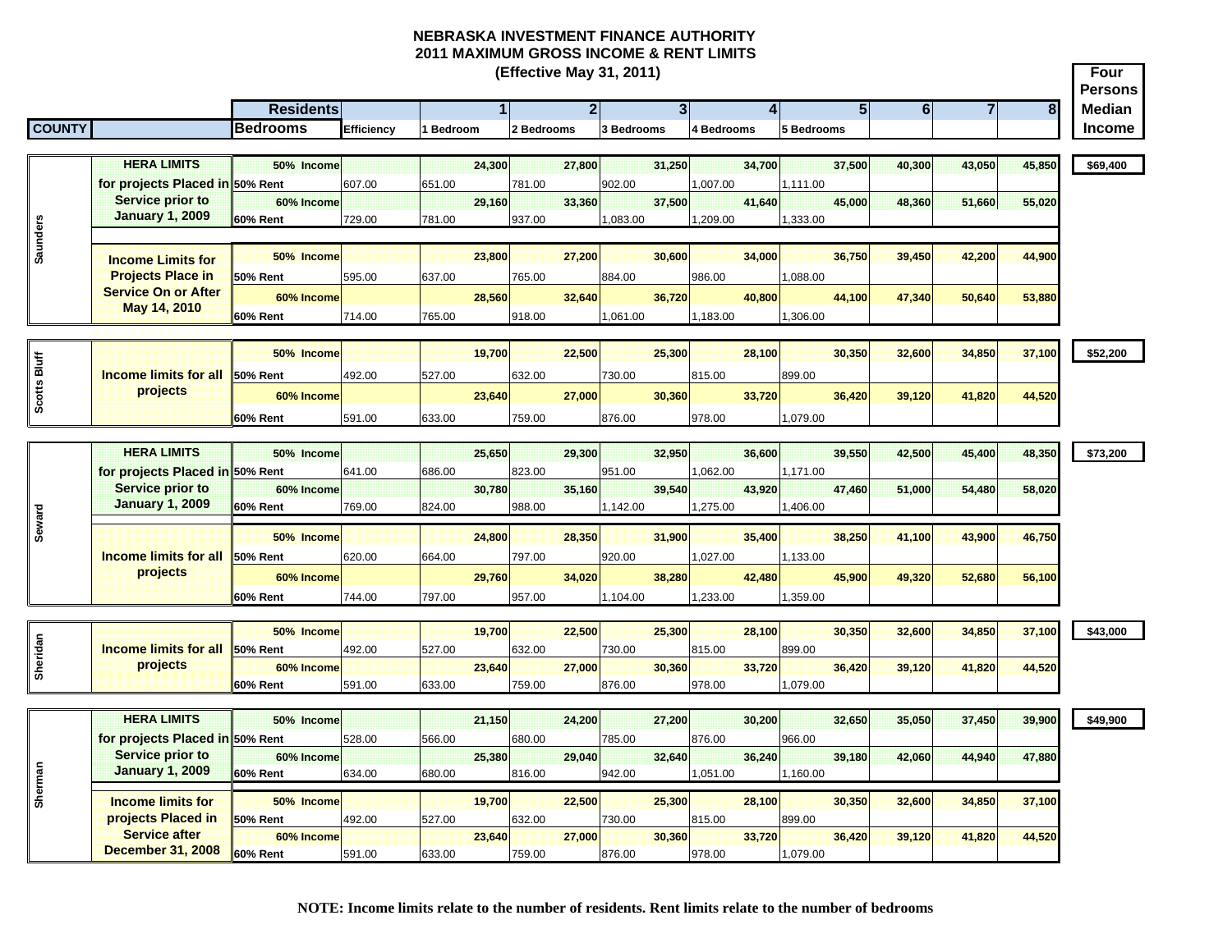# NEBRASKA INVESTMENT FINANCE AUTHORITY
## 2011 MAXIMUM GROSS INCOME & RENT LIMITS
### (Effective May 31, 2011)

| COUNTY | | Residents / Bedrooms | Efficiency | 1 / 1 Bedroom | 2 / 2 Bedrooms | 3 / 3 Bedrooms | 4 / 4 Bedrooms | 5 / 5 Bedrooms | 6 | 7 | 8 | Four Persons Median Income |
|---|---|---|---|---|---|---|---|---|---|---|---|---|
| Saunders | HERA LIMITS for projects Placed in Service prior to January 1, 2009 | 50% Income | | 24,300 | 27,800 | 31,250 | 34,700 | 37,500 | 40,300 | 43,050 | 45,850 | $69,400 |
| | | 50% Rent | 607.00 | 651.00 | 781.00 | 902.00 | 1,007.00 | 1,111.00 | | | | |
| | | 60% Income | | 29,160 | 33,360 | 37,500 | 41,640 | 45,000 | 48,360 | 51,660 | 55,020 | |
| | | 60% Rent | 729.00 | 781.00 | 937.00 | 1,083.00 | 1,209.00 | 1,333.00 | | | | |
| | Income Limits for Projects Place in Service On or After May 14, 2010 | 50% Income | | 23,800 | 27,200 | 30,600 | 34,000 | 36,750 | 39,450 | 42,200 | 44,900 | |
| | | 50% Rent | 595.00 | 637.00 | 765.00 | 884.00 | 986.00 | 1,088.00 | | | | |
| | | 60% Income | | 28,560 | 32,640 | 36,720 | 40,800 | 44,100 | 47,340 | 50,640 | 53,880 | |
| | | 60% Rent | 714.00 | 765.00 | 918.00 | 1,061.00 | 1,183.00 | 1,306.00 | | | | |
| Scotts Bluff | Income limits for all projects | 50% Income | | 19,700 | 22,500 | 25,300 | 28,100 | 30,350 | 32,600 | 34,850 | 37,100 | $52,200 |
| | | 50% Rent | 492.00 | 527.00 | 632.00 | 730.00 | 815.00 | 899.00 | | | | |
| | | 60% Income | | 23,640 | 27,000 | 30,360 | 33,720 | 36,420 | 39,120 | 41,820 | 44,520 | |
| | | 60% Rent | 591.00 | 633.00 | 759.00 | 876.00 | 978.00 | 1,079.00 | | | | |
| Seward | HERA LIMITS for projects Placed in Service prior to January 1, 2009 | 50% Income | | 25,650 | 29,300 | 32,950 | 36,600 | 39,550 | 42,500 | 45,400 | 48,350 | $73,200 |
| | | 50% Rent | 641.00 | 686.00 | 823.00 | 951.00 | 1,062.00 | 1,171.00 | | | | |
| | | 60% Income | | 30,780 | 35,160 | 39,540 | 43,920 | 47,460 | 51,000 | 54,480 | 58,020 | |
| | | 60% Rent | 769.00 | 824.00 | 988.00 | 1,142.00 | 1,275.00 | 1,406.00 | | | | |
| | Income limits for all projects | 50% Income | | 24,800 | 28,350 | 31,900 | 35,400 | 38,250 | 41,100 | 43,900 | 46,750 | |
| | | 50% Rent | 620.00 | 664.00 | 797.00 | 920.00 | 1,027.00 | 1,133.00 | | | | |
| | | 60% Income | | 29,760 | 34,020 | 38,280 | 42,480 | 45,900 | 49,320 | 52,680 | 56,100 | |
| | | 60% Rent | 744.00 | 797.00 | 957.00 | 1,104.00 | 1,233.00 | 1,359.00 | | | | |
| Sheridan | Income limits for all projects | 50% Income | | 19,700 | 22,500 | 25,300 | 28,100 | 30,350 | 32,600 | 34,850 | 37,100 | $43,000 |
| | | 50% Rent | 492.00 | 527.00 | 632.00 | 730.00 | 815.00 | 899.00 | | | | |
| | | 60% Income | | 23,640 | 27,000 | 30,360 | 33,720 | 36,420 | 39,120 | 41,820 | 44,520 | |
| | | 60% Rent | 591.00 | 633.00 | 759.00 | 876.00 | 978.00 | 1,079.00 | | | | |
| Sherman | HERA LIMITS for projects Placed in Service prior to January 1, 2009 | 50% Income | | 21,150 | 24,200 | 27,200 | 30,200 | 32,650 | 35,050 | 37,450 | 39,900 | $49,900 |
| | | 50% Rent | 528.00 | 566.00 | 680.00 | 785.00 | 876.00 | 966.00 | | | | |
| | | 60% Income | | 25,380 | 29,040 | 32,640 | 36,240 | 39,180 | 42,060 | 44,940 | 47,880 | |
| | | 60% Rent | 634.00 | 680.00 | 816.00 | 942.00 | 1,051.00 | 1,160.00 | | | | |
| | Income limits for projects Placed in Service after December 31, 2008 | 50% Income | | 19,700 | 22,500 | 25,300 | 28,100 | 30,350 | 32,600 | 34,850 | 37,100 | |
| | | 50% Rent | 492.00 | 527.00 | 632.00 | 730.00 | 815.00 | 899.00 | | | | |
| | | 60% Income | | 23,640 | 27,000 | 30,360 | 33,720 | 36,420 | 39,120 | 41,820 | 44,520 | |
| | | 60% Rent | 591.00 | 633.00 | 759.00 | 876.00 | 978.00 | 1,079.00 | | | | |

**NOTE: Income limits relate to the number of residents. Rent limits relate to the number of bedrooms**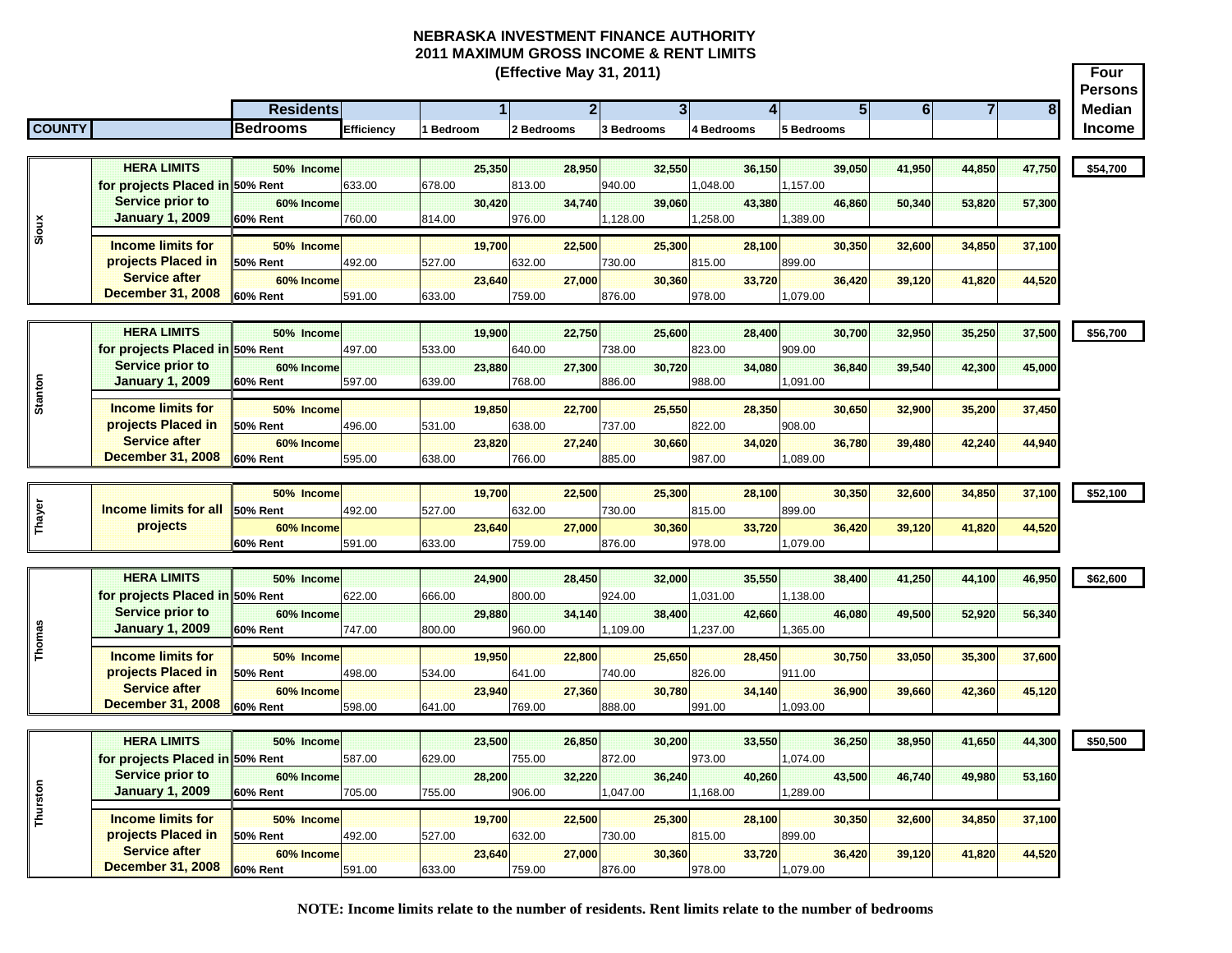# NEBRASKA INVESTMENT FINANCE AUTHORITY
## 2011 MAXIMUM GROSS INCOME & RENT LIMITS
### (Effective May 31, 2011)

| COUNTY | | Residents / Bedrooms | Efficiency | 1 / 1 Bedroom | 2 / 2 Bedrooms | 3 / 3 Bedrooms | 4 / 4 Bedrooms | 5 / 5 Bedrooms | 6 | 7 | 8 | Four Persons Median Income |
|---|---|---|---|---|---|---|---|---|---|---|---|---|
| Sioux | HERA LIMITS for projects Placed in Service prior to January 1, 2009 | 50% Income | | 25,350 | 28,950 | 32,550 | 36,150 | 39,050 | 41,950 | 44,850 | 47,750 | $54,700 |
| | | 50% Rent | 633.00 | 678.00 | 813.00 | 940.00 | 1,048.00 | 1,157.00 | | | | |
| | | 60% Income | | 30,420 | 34,740 | 39,060 | 43,380 | 46,860 | 50,340 | 53,820 | 57,300 | |
| | | 60% Rent | 760.00 | 814.00 | 976.00 | 1,128.00 | 1,258.00 | 1,389.00 | | | | |
| | Income limits for projects Placed in Service after December 31, 2008 | 50% Income | | 19,700 | 22,500 | 25,300 | 28,100 | 30,350 | 32,600 | 34,850 | 37,100 | |
| | | 50% Rent | 492.00 | 527.00 | 632.00 | 730.00 | 815.00 | 899.00 | | | | |
| | | 60% Income | | 23,640 | 27,000 | 30,360 | 33,720 | 36,420 | 39,120 | 41,820 | 44,520 | |
| | | 60% Rent | 591.00 | 633.00 | 759.00 | 876.00 | 978.00 | 1,079.00 | | | | |
| Stanton | HERA LIMITS for projects Placed in Service prior to January 1, 2009 | 50% Income | | 19,900 | 22,750 | 25,600 | 28,400 | 30,700 | 32,950 | 35,250 | 37,500 | $56,700 |
| | | 50% Rent | 497.00 | 533.00 | 640.00 | 738.00 | 823.00 | 909.00 | | | | |
| | | 60% Income | | 23,880 | 27,300 | 30,720 | 34,080 | 36,840 | 39,540 | 42,300 | 45,000 | |
| | | 60% Rent | 597.00 | 639.00 | 768.00 | 886.00 | 988.00 | 1,091.00 | | | | |
| | Income limits for projects Placed in Service after December 31, 2008 | 50% Income | | 19,850 | 22,700 | 25,550 | 28,350 | 30,650 | 32,900 | 35,200 | 37,450 | |
| | | 50% Rent | 496.00 | 531.00 | 638.00 | 737.00 | 822.00 | 908.00 | | | | |
| | | 60% Income | | 23,820 | 27,240 | 30,660 | 34,020 | 36,780 | 39,480 | 42,240 | 44,940 | |
| | | 60% Rent | 595.00 | 638.00 | 766.00 | 885.00 | 987.00 | 1,089.00 | | | | |
| Thayer | Income limits for all projects | 50% Income | | 19,700 | 22,500 | 25,300 | 28,100 | 30,350 | 32,600 | 34,850 | 37,100 | $52,100 |
| | | 50% Rent | 492.00 | 527.00 | 632.00 | 730.00 | 815.00 | 899.00 | | | | |
| | | 60% Income | | 23,640 | 27,000 | 30,360 | 33,720 | 36,420 | 39,120 | 41,820 | 44,520 | |
| | | 60% Rent | 591.00 | 633.00 | 759.00 | 876.00 | 978.00 | 1,079.00 | | | | |
| Thomas | HERA LIMITS for projects Placed in Service prior to January 1, 2009 | 50% Income | | 24,900 | 28,450 | 32,000 | 35,550 | 38,400 | 41,250 | 44,100 | 46,950 | $62,600 |
| | | 50% Rent | 622.00 | 666.00 | 800.00 | 924.00 | 1,031.00 | 1,138.00 | | | | |
| | | 60% Income | | 29,880 | 34,140 | 38,400 | 42,660 | 46,080 | 49,500 | 52,920 | 56,340 | |
| | | 60% Rent | 747.00 | 800.00 | 960.00 | 1,109.00 | 1,237.00 | 1,365.00 | | | | |
| | Income limits for projects Placed in Service after December 31, 2008 | 50% Income | | 19,950 | 22,800 | 25,650 | 28,450 | 30,750 | 33,050 | 35,300 | 37,600 | |
| | | 50% Rent | 498.00 | 534.00 | 641.00 | 740.00 | 826.00 | 911.00 | | | | |
| | | 60% Income | | 23,940 | 27,360 | 30,780 | 34,140 | 36,900 | 39,660 | 42,360 | 45,120 | |
| | | 60% Rent | 598.00 | 641.00 | 769.00 | 888.00 | 991.00 | 1,093.00 | | | | |
| Thurston | HERA LIMITS for projects Placed in Service prior to January 1, 2009 | 50% Income | | 23,500 | 26,850 | 30,200 | 33,550 | 36,250 | 38,950 | 41,650 | 44,300 | $50,500 |
| | | 50% Rent | 587.00 | 629.00 | 755.00 | 872.00 | 973.00 | 1,074.00 | | | | |
| | | 60% Income | | 28,200 | 32,220 | 36,240 | 40,260 | 43,500 | 46,740 | 49,980 | 53,160 | |
| | | 60% Rent | 705.00 | 755.00 | 906.00 | 1,047.00 | 1,168.00 | 1,289.00 | | | | |
| | Income limits for projects Placed in Service after December 31, 2008 | 50% Income | | 19,700 | 22,500 | 25,300 | 28,100 | 30,350 | 32,600 | 34,850 | 37,100 | |
| | | 50% Rent | 492.00 | 527.00 | 632.00 | 730.00 | 815.00 | 899.00 | | | | |
| | | 60% Income | | 23,640 | 27,000 | 30,360 | 33,720 | 36,420 | 39,120 | 41,820 | 44,520 | |
| | | 60% Rent | 591.00 | 633.00 | 759.00 | 876.00 | 978.00 | 1,079.00 | | | | |

**NOTE: Income limits relate to the number of residents. Rent limits relate to the number of bedrooms**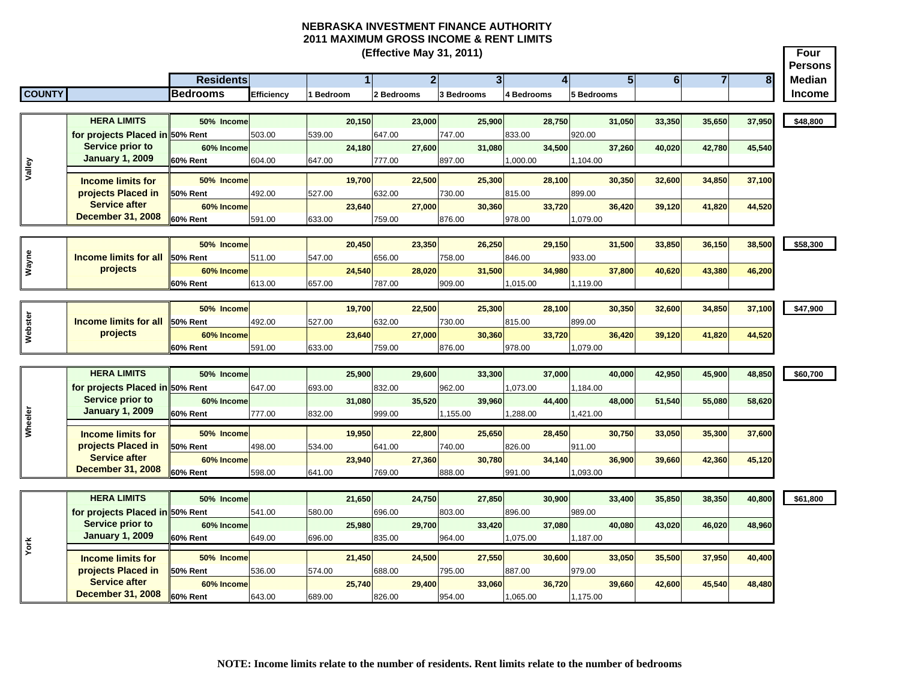# NEBRASKA INVESTMENT FINANCE AUTHORITY
## 2011 MAXIMUM GROSS INCOME & RENT LIMITS
### (Effective May 31, 2011)

| COUNTY | | Residents / Bedrooms | Efficiency | 1 / 1 Bedroom | 2 / 2 Bedrooms | 3 / 3 Bedrooms | 4 / 4 Bedrooms | 5 / 5 Bedrooms | 6 | 7 | 8 | Four Persons Median Income |
|---|---|---|---|---|---|---|---|---|---|---|---|---|
| Valley | HERA LIMITS for projects Placed in Service prior to January 1, 2009 | 50% Income | | 20,150 | 23,000 | 25,900 | 28,750 | 31,050 | 33,350 | 35,650 | 37,950 | $48,800 |
| | | 50% Rent | 503.00 | 539.00 | 647.00 | 747.00 | 833.00 | 920.00 | | | | |
| | | 60% Income | | 24,180 | 27,600 | 31,080 | 34,500 | 37,260 | 40,020 | 42,780 | 45,540 | |
| | | 60% Rent | 604.00 | 647.00 | 777.00 | 897.00 | 1,000.00 | 1,104.00 | | | | |
| | Income limits for projects Placed in Service after December 31, 2008 | 50% Income | | 19,700 | 22,500 | 25,300 | 28,100 | 30,350 | 32,600 | 34,850 | 37,100 | |
| | | 50% Rent | 492.00 | 527.00 | 632.00 | 730.00 | 815.00 | 899.00 | | | | |
| | | 60% Income | | 23,640 | 27,000 | 30,360 | 33,720 | 36,420 | 39,120 | 41,820 | 44,520 | |
| | | 60% Rent | 591.00 | 633.00 | 759.00 | 876.00 | 978.00 | 1,079.00 | | | | |
| Wayne | Income limits for all projects | 50% Income | | 20,450 | 23,350 | 26,250 | 29,150 | 31,500 | 33,850 | 36,150 | 38,500 | $58,300 |
| | | 50% Rent | 511.00 | 547.00 | 656.00 | 758.00 | 846.00 | 933.00 | | | | |
| | | 60% Income | | 24,540 | 28,020 | 31,500 | 34,980 | 37,800 | 40,620 | 43,380 | 46,200 | |
| | | 60% Rent | 613.00 | 657.00 | 787.00 | 909.00 | 1,015.00 | 1,119.00 | | | | |
| Webster | Income limits for all projects | 50% Income | | 19,700 | 22,500 | 25,300 | 28,100 | 30,350 | 32,600 | 34,850 | 37,100 | $47,900 |
| | | 50% Rent | 492.00 | 527.00 | 632.00 | 730.00 | 815.00 | 899.00 | | | | |
| | | 60% Income | | 23,640 | 27,000 | 30,360 | 33,720 | 36,420 | 39,120 | 41,820 | 44,520 | |
| | | 60% Rent | 591.00 | 633.00 | 759.00 | 876.00 | 978.00 | 1,079.00 | | | | |
| Wheeler | HERA LIMITS for projects Placed in Service prior to January 1, 2009 | 50% Income | | 25,900 | 29,600 | 33,300 | 37,000 | 40,000 | 42,950 | 45,900 | 48,850 | $60,700 |
| | | 50% Rent | 647.00 | 693.00 | 832.00 | 962.00 | 1,073.00 | 1,184.00 | | | | |
| | | 60% Income | | 31,080 | 35,520 | 39,960 | 44,400 | 48,000 | 51,540 | 55,080 | 58,620 | |
| | | 60% Rent | 777.00 | 832.00 | 999.00 | 1,155.00 | 1,288.00 | 1,421.00 | | | | |
| | Income limits for projects Placed in Service after December 31, 2008 | 50% Income | | 19,950 | 22,800 | 25,650 | 28,450 | 30,750 | 33,050 | 35,300 | 37,600 | |
| | | 50% Rent | 498.00 | 534.00 | 641.00 | 740.00 | 826.00 | 911.00 | | | | |
| | | 60% Income | | 23,940 | 27,360 | 30,780 | 34,140 | 36,900 | 39,660 | 42,360 | 45,120 | |
| | | 60% Rent | 598.00 | 641.00 | 769.00 | 888.00 | 991.00 | 1,093.00 | | | | |
| York | HERA LIMITS for projects Placed in Service prior to January 1, 2009 | 50% Income | | 21,650 | 24,750 | 27,850 | 30,900 | 33,400 | 35,850 | 38,350 | 40,800 | $61,800 |
| | | 50% Rent | 541.00 | 580.00 | 696.00 | 803.00 | 896.00 | 989.00 | | | | |
| | | 60% Income | | 25,980 | 29,700 | 33,420 | 37,080 | 40,080 | 43,020 | 46,020 | 48,960 | |
| | | 60% Rent | 649.00 | 696.00 | 835.00 | 964.00 | 1,075.00 | 1,187.00 | | | | |
| | Income limits for projects Placed in Service after December 31, 2008 | 50% Income | | 21,450 | 24,500 | 27,550 | 30,600 | 33,050 | 35,500 | 37,950 | 40,400 | |
| | | 50% Rent | 536.00 | 574.00 | 688.00 | 795.00 | 887.00 | 979.00 | | | | |
| | | 60% Income | | 25,740 | 29,400 | 33,060 | 36,720 | 39,660 | 42,600 | 45,540 | 48,480 | |
| | | 60% Rent | 643.00 | 689.00 | 826.00 | 954.00 | 1,065.00 | 1,175.00 | | | | |

**NOTE: Income limits relate to the number of residents. Rent limits relate to the number of bedrooms**